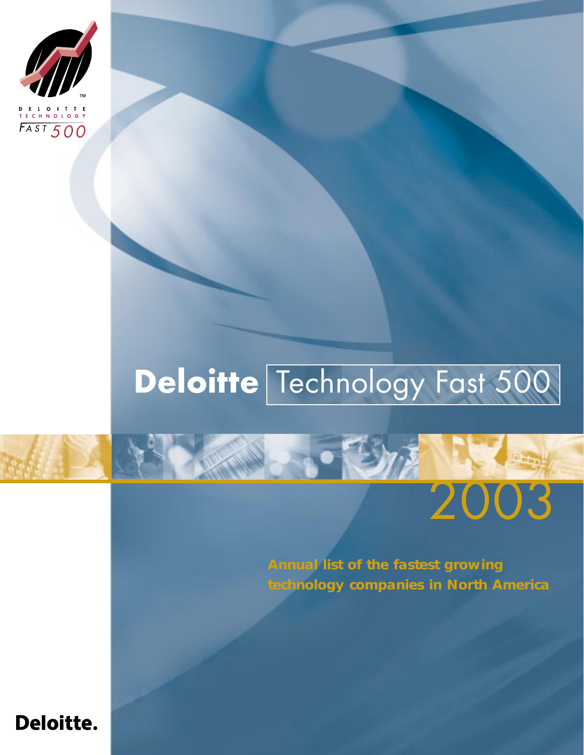DELOITTE TECHNOLOGY FAST 500

# Deloitte Technology Fast 500

# 2003

**Annual list of the fastest growing technology companies in North America**

Deloitte.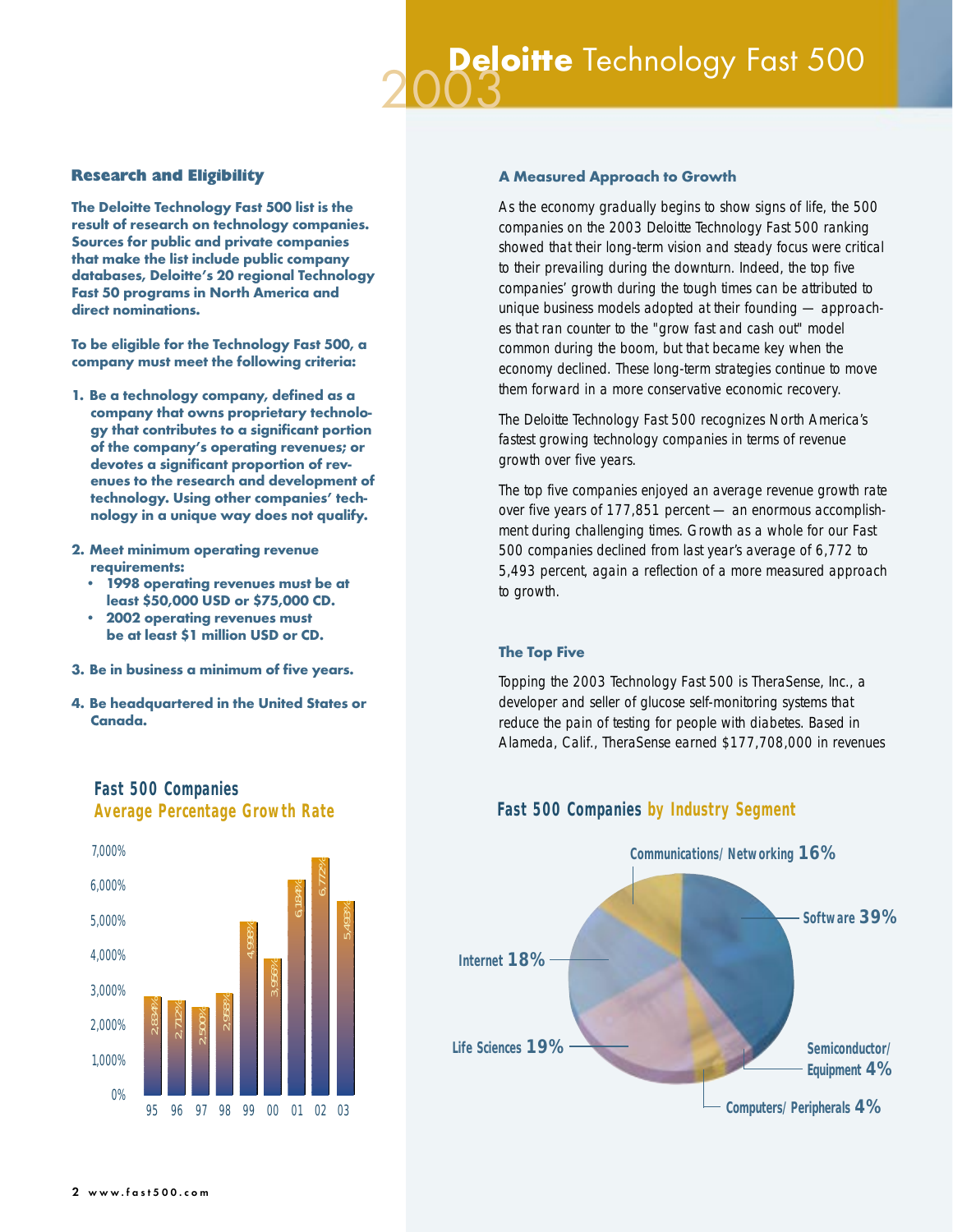# 2003 Deloitte Technology Fast 500

## Research and Eligibility

**The Deloitte Technology Fast 500 list is the result of research on technology companies. Sources for public and private companies that make the list include public company databases, Deloitte's 20 regional Technology Fast 50 programs in North America and direct nominations.**

**To be eligible for the Technology Fast 500, a company must meet the following criteria:**

1. **Be a technology company, defined as a company that owns proprietary technology that contributes to a significant portion of the company's operating revenues; or devotes a significant proportion of revenues to the research and development of technology. Using other companies' technology in a unique way does not qualify.**
2. **Meet minimum operating revenue requirements:**
   - **1998 operating revenues must be at least $50,000 USD or $75,000 CD.**
   - **2002 operating revenues must be at least $1 million USD or CD.**
3. **Be in business a minimum of five years.**
4. **Be headquartered in the United States or Canada.**

### Fast 500 Companies Average Percentage Growth Rate

| Year | Average Growth Rate |
|---|---|
| 95 | 2,834% |
| 96 | 2,712% |
| 97 | 2,500% |
| 98 | 2,958% |
| 99 | 4,988% |
| 00 | 3,956% |
| 01 | 6,184% |
| 02 | 6,772% |
| 03 | 5,493% |

## A Measured Approach to Growth

As the economy gradually begins to show signs of life, the 500 companies on the 2003 Deloitte Technology Fast 500 ranking showed that their long-term vision and steady focus were critical to their prevailing during the downturn. Indeed, the top five companies' growth during the tough times can be attributed to unique business models adopted at their founding — approaches that ran counter to the "grow fast and cash out" model common during the boom, but that became key when the economy declined. These long-term strategies continue to move them forward in a more conservative economic recovery.

The Deloitte Technology Fast 500 recognizes North America's fastest growing technology companies in terms of revenue growth over five years.

The top five companies enjoyed an average revenue growth rate over five years of 177,851 percent — an enormous accomplishment during challenging times. Growth as a whole for our Fast 500 companies declined from last year's average of 6,772 to 5,493 percent, again a reflection of a more measured approach to growth.

## The Top Five

Topping the 2003 Technology Fast 500 is TheraSense, Inc., a developer and seller of glucose self-monitoring systems that reduce the pain of testing for people with diabetes. Based in Alameda, Calif., TheraSense earned $177,708,000 in revenues

### Fast 500 Companies by Industry Segment

| Segment | Share |
|---|---|
| Software | 39% |
| Life Sciences | 19% |
| Internet | 18% |
| Communications/Networking | 16% |
| Semiconductor/Equipment | 4% |
| Computers/Peripherals | 4% |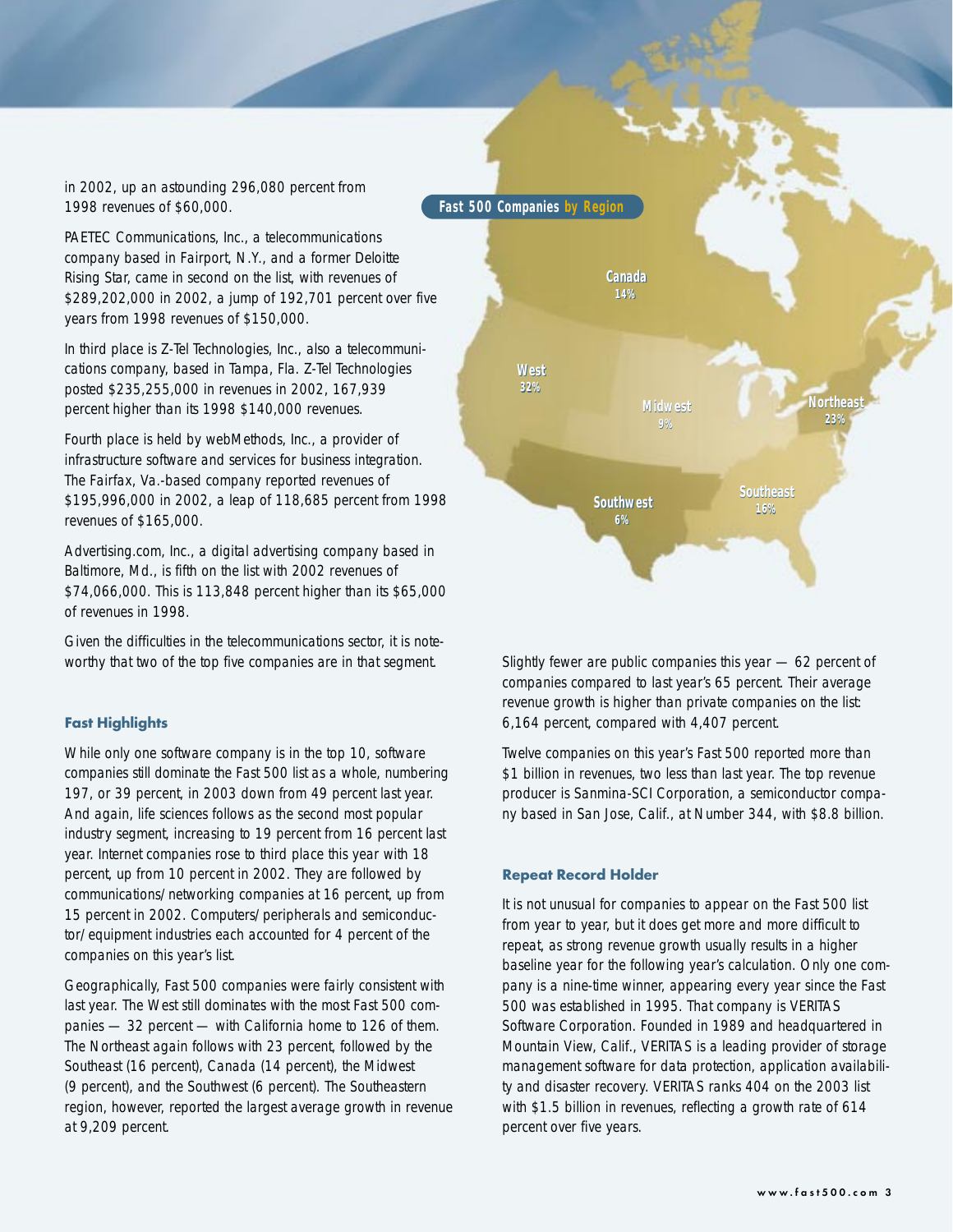in 2002, up an astounding 296,080 percent from 1998 revenues of $60,000.

PAETEC Communications, Inc., a telecommunications company based in Fairport, N.Y., and a former Deloitte Rising Star, came in second on the list, with revenues of $289,202,000 in 2002, a jump of 192,701 percent over five years from 1998 revenues of $150,000.

In third place is Z-Tel Technologies, Inc., also a telecommunications company, based in Tampa, Fla. Z-Tel Technologies posted $235,255,000 in revenues in 2002, 167,939 percent higher than its 1998 $140,000 revenues.

Fourth place is held by webMethods, Inc., a provider of infrastructure software and services for business integration. The Fairfax, Va.-based company reported revenues of $195,996,000 in 2002, a leap of 118,685 percent from 1998 revenues of $165,000.

Advertising.com, Inc., a digital advertising company based in Baltimore, Md., is fifth on the list with 2002 revenues of $74,066,000. This is 113,848 percent higher than its $65,000 of revenues in 1998.

Given the difficulties in the telecommunications sector, it is noteworthy that two of the top five companies are in that segment.

**Fast 500 Companies by Region**

| Region | Share |
|---|---|
| Canada | 14% |
| West | 32% |
| Midwest | 9% |
| Northeast | 23% |
| Southwest | 6% |
| Southeast | 16% |

### Fast Highlights

While only one software company is in the top 10, software companies still dominate the Fast 500 list as a whole, numbering 197, or 39 percent, in 2003 down from 49 percent last year. And again, life sciences follows as the second most popular industry segment, increasing to 19 percent from 16 percent last year. Internet companies rose to third place this year with 18 percent, up from 10 percent in 2002. They are followed by communications/networking companies at 16 percent, up from 15 percent in 2002. Computers/peripherals and semiconductor/equipment industries each accounted for 4 percent of the companies on this year's list.

Geographically, Fast 500 companies were fairly consistent with last year. The West still dominates with the most Fast 500 companies — 32 percent — with California home to 126 of them. The Northeast again follows with 23 percent, followed by the Southeast (16 percent), Canada (14 percent), the Midwest (9 percent), and the Southwest (6 percent). The Southeastern region, however, reported the largest average growth in revenue at 9,209 percent.

Slightly fewer are public companies this year — 62 percent of companies compared to last year's 65 percent. Their average revenue growth is higher than private companies on the list: 6,164 percent, compared with 4,407 percent.

Twelve companies on this year's Fast 500 reported more than $1 billion in revenues, two less than last year. The top revenue producer is Sanmina-SCI Corporation, a semiconductor company based in San Jose, Calif., at Number 344, with $8.8 billion.

### Repeat Record Holder

It is not unusual for companies to appear on the Fast 500 list from year to year, but it does get more and more difficult to repeat, as strong revenue growth usually results in a higher baseline year for the following year's calculation. Only one company is a nine-time winner, appearing every year since the Fast 500 was established in 1995. That company is VERITAS Software Corporation. Founded in 1989 and headquartered in Mountain View, Calif., VERITAS is a leading provider of storage management software for data protection, application availability and disaster recovery. VERITAS ranks 404 on the 2003 list with $1.5 billion in revenues, reflecting a growth rate of 614 percent over five years.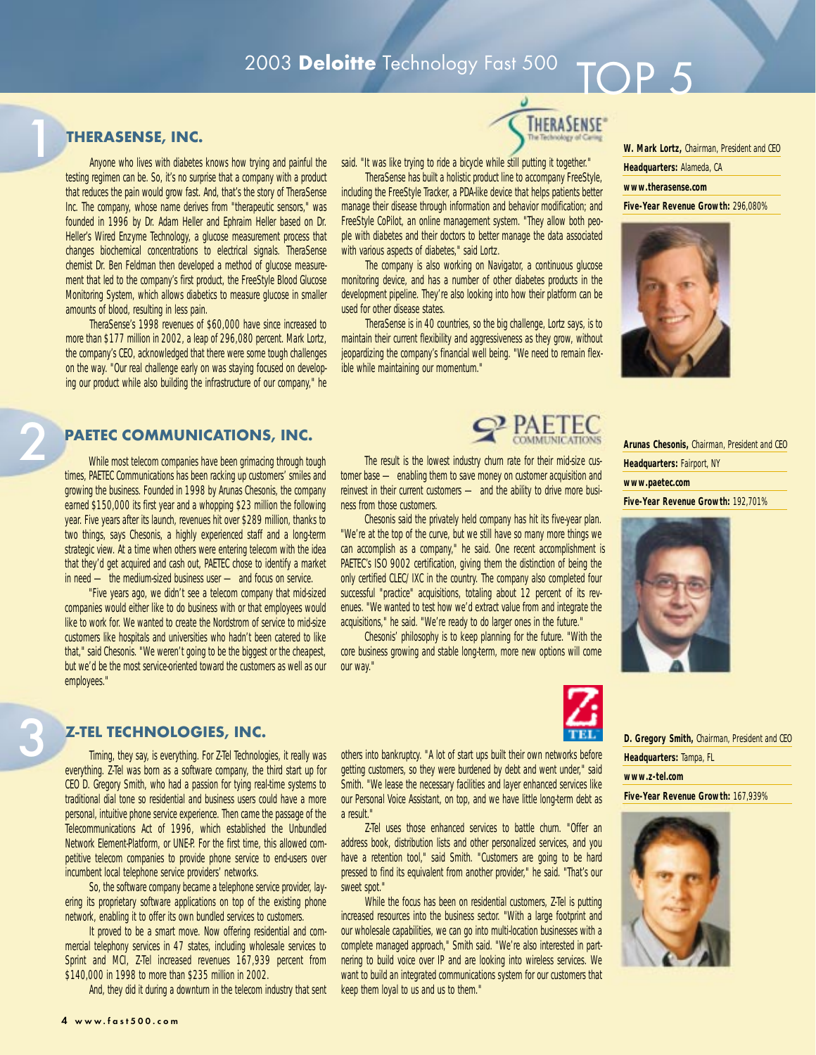# 2003 Deloitte Technology Fast 500 TOP 5

## 1 THERASENSE, INC.

**W. Mark Lortz,** Chairman, President and CEO

**Headquarters:** Alameda, CA

**www.therasense.com**

**Five-Year Revenue Growth:** 296,080%

Anyone who lives with diabetes knows how trying and painful the testing regimen can be. So, it's no surprise that a company with a product that reduces the pain would grow fast. And, that's the story of TheraSense Inc. The company, whose name derives from "therapeutic sensors," was founded in 1996 by Dr. Adam Heller and Ephraim Heller based on Dr. Heller's Wired Enzyme Technology, a glucose measurement process that changes biochemical concentrations to electrical signals. TheraSense chemist Dr. Ben Feldman then developed a method of glucose measurement that led to the company's first product, the FreeStyle Blood Glucose Monitoring System, which allows diabetics to measure glucose in smaller amounts of blood, resulting in less pain.

TheraSense's 1998 revenues of $60,000 have since increased to more than $177 million in 2002, a leap of 296,080 percent. Mark Lortz, the company's CEO, acknowledged that there were some tough challenges on the way. "Our real challenge early on was staying focused on developing our product while also building the infrastructure of our company," he said. "It was like trying to ride a bicycle while still putting it together."

TheraSense has built a holistic product line to accompany FreeStyle, including the FreeStyle Tracker, a PDA-like device that helps patients better manage their disease through information and behavior modification; and FreeStyle CoPilot, an online management system. "They allow both people with diabetes and their doctors to better manage the data associated with various aspects of diabetes," said Lortz.

The company is also working on Navigator, a continuous glucose monitoring device, and has a number of other diabetes products in the development pipeline. They're also looking into how their platform can be used for other disease states.

TheraSense is in 40 countries, so the big challenge, Lortz says, is to maintain their current flexibility and aggressiveness as they grow, without jeopardizing the company's financial well being. "We need to remain flexible while maintaining our momentum."

## 2 PAETEC COMMUNICATIONS, INC.

**Arunas Chesonis,** Chairman, President and CEO

**Headquarters:** Fairport, NY

**www.paetec.com**

**Five-Year Revenue Growth:** 192,701%

While most telecom companies have been grimacing through tough times, PAETEC Communications has been racking up customers' smiles and growing the business. Founded in 1998 by Arunas Chesonis, the company earned $150,000 its first year and a whopping $23 million the following year. Five years after its launch, revenues hit over $289 million, thanks to two things, says Chesonis, a highly experienced staff and a long-term strategic view. At a time when others were entering telecom with the idea that they'd get acquired and cash out, PAETEC chose to identify a market in need — the medium-sized business user — and focus on service.

"Five years ago, we didn't see a telecom company that mid-sized companies would either like to do business with or that employees would like to work for. We wanted to create the Nordstrom of service to mid-size customers like hospitals and universities who hadn't been catered to like that," said Chesonis. "We weren't going to be the biggest or the cheapest, but we'd be the most service-oriented toward the customers as well as our employees."

The result is the lowest industry churn rate for their mid-size customer base — enabling them to save money on customer acquisition and reinvest in their current customers — and the ability to drive more business from those customers.

Chesonis said the privately held company has hit its five-year plan. "We're at the top of the curve, but we still have so many more things we can accomplish as a company," he said. One recent accomplishment is PAETEC's ISO 9002 certification, giving them the distinction of being the only certified CLEC/IXC in the country. The company also completed four successful "practice" acquisitions, totaling about 12 percent of its revenues. "We wanted to test how we'd extract value from and integrate the acquisitions," he said. "We're ready to do larger ones in the future."

Chesonis' philosophy is to keep planning for the future. "With the core business growing and stable long-term, more new options will come our way."

## 3 Z-TEL TECHNOLOGIES, INC.

**D. Gregory Smith,** Chairman, President and CEO

**Headquarters:** Tampa, FL

**www.z-tel.com**

**Five-Year Revenue Growth:** 167,939%

Timing, they say, is everything. For Z-Tel Technologies, it really was everything. Z-Tel was born as a software company, the third start up for CEO D. Gregory Smith, who had a passion for tying real-time systems to traditional dial tone so residential and business users could have a more personal, intuitive phone service experience. Then came the passage of the Telecommunications Act of 1996, which established the Unbundled Network Element-Platform, or UNE-P. For the first time, this allowed competitive telecom companies to provide phone service to end-users over incumbent local telephone service providers' networks.

So, the software company became a telephone service provider, layering its proprietary software applications on top of the existing phone network, enabling it to offer its own bundled services to customers.

It proved to be a smart move. Now offering residential and commercial telephony services in 47 states, including wholesale services to Sprint and MCI, Z-Tel increased revenues 167,939 percent from $140,000 in 1998 to more than $235 million in 2002.

And, they did it during a downturn in the telecom industry that sent others into bankruptcy. "A lot of start ups built their own networks before getting customers, so they were burdened by debt and went under," said Smith. "We lease the necessary facilities and layer enhanced services like our Personal Voice Assistant, on top, and we have little long-term debt as a result."

Z-Tel uses those enhanced services to battle churn. "Offer an address book, distribution lists and other personalized services, and you have a retention tool," said Smith. "Customers are going to be hard pressed to find its equivalent from another provider," he said. "That's our sweet spot."

While the focus has been on residential customers, Z-Tel is putting increased resources into the business sector. "With a large footprint and our wholesale capabilities, we can go into multi-location businesses with a complete managed approach," Smith said. "We're also interested in partnering to build voice over IP and are looking into wireless services. We want to build an integrated communications system for our customers that keep them loyal to us and us to them."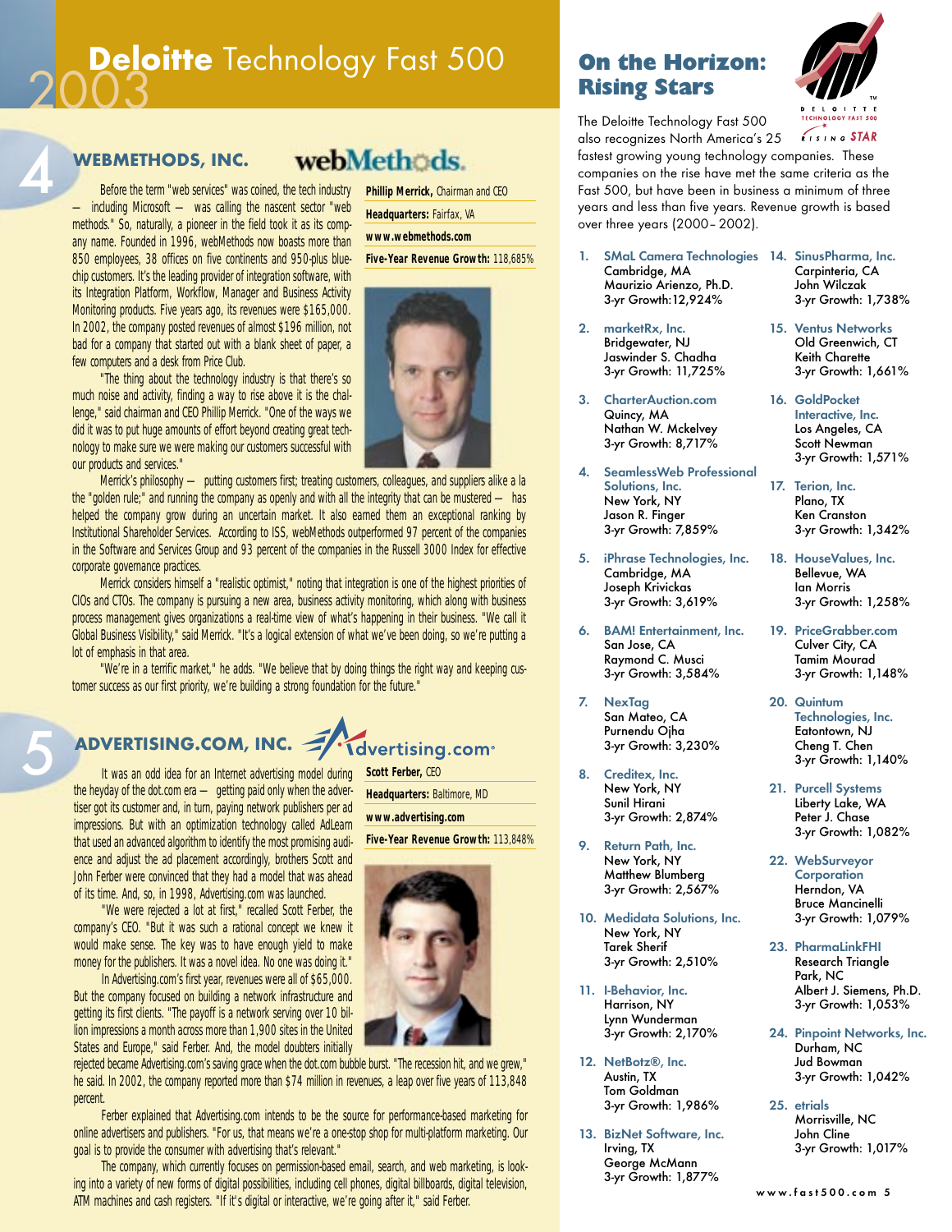# Deloitte Technology Fast 500 2003

## 4 WEBMETHODS, INC.

Before the term "web services" was coined, the tech industry — including Microsoft — was calling the nascent sector "web methods." So, naturally, a pioneer in the field took it as its company name. Founded in 1996, webMethods now boasts more than 850 employees, 38 offices on five continents and 950-plus blue-chip customers. It's the leading provider of integration software, with its Integration Platform, Workflow, Manager and Business Activity Monitoring products. Five years ago, its revenues were $165,000. In 2002, the company posted revenues of almost $196 million, not bad for a company that started out with a blank sheet of paper, a few computers and a desk from Price Club.

"The thing about the technology industry is that there's so much noise and activity, finding a way to rise above it is the challenge," said chairman and CEO Phillip Merrick. "One of the ways we did it was to put huge amounts of effort beyond creating great technology to make sure we were making our customers successful with our products and services."

Merrick's philosophy — putting customers first; treating customers, colleagues, and suppliers alike a la the "golden rule;" and running the company as openly and with all the integrity that can be mustered — has helped the company grow during an uncertain market. It also earned them an exceptional ranking by Institutional Shareholder Services. According to ISS, webMethods outperformed 97 percent of the companies in the Software and Services Group and 93 percent of the companies in the Russell 3000 Index for effective corporate governance practices.

Merrick considers himself a "realistic optimist," noting that integration is one of the highest priorities of CIOs and CTOs. The company is pursuing a new area, business activity monitoring, which along with business process management gives organizations a real-time view of what's happening in their business. "We call it Global Business Visibility," said Merrick. "It's a logical extension of what we've been doing, so we're putting a lot of emphasis in that area.

"We're in a terrific market," he adds. "We believe that by doing things the right way and keeping customer success as our first priority, we're building a strong foundation for the future."

**Phillip Merrick,** Chairman and CEO
**Headquarters:** Fairfax, VA
**www.webmethods.com**
**Five-Year Revenue Growth:** 118,685%

## 5 ADVERTISING.COM, INC.

It was an odd idea for an Internet advertising model during the heyday of the dot.com era — getting paid only when the advertiser got its customer and, in turn, paying network publishers per ad impressions. But with an optimization technology called AdLearn that used an advanced algorithm to identify the most promising audience and adjust the ad placement accordingly, brothers Scott and John Ferber were convinced that they had a model that was ahead of its time. And, so, in 1998, Advertising.com was launched.

"We were rejected a lot at first," recalled Scott Ferber, the company's CEO. "But it was such a rational concept we knew it would make sense. The key was to have enough yield to make money for the publishers. It was a novel idea. No one was doing it."

In Advertising.com's first year, revenues were all of $65,000. But the company focused on building a network infrastructure and getting its first clients. "The payoff is a network serving over 10 billion impressions a month across more than 1,900 sites in the United States and Europe," said Ferber. And, the model doubters initially rejected became Advertising.com's saving grace when the dot.com bubble burst. "The recession hit, and we grew," he said. In 2002, the company reported more than $74 million in revenues, a leap over five years of 113,848 percent.

Ferber explained that Advertising.com intends to be the source for performance-based marketing for online advertisers and publishers. "For us, that means we're a one-stop shop for multi-platform marketing. Our goal is to provide the consumer with advertising that's relevant."

The company, which currently focuses on permission-based email, search, and web marketing, is looking into a variety of new forms of digital possibilities, including cell phones, digital billboards, digital television, ATM machines and cash registers. "If it's digital or interactive, we're going after it," said Ferber.

**Scott Ferber,** CEO
**Headquarters:** Baltimore, MD
**www.advertising.com**
**Five-Year Revenue Growth:** 113,848%

## On the Horizon: Rising Stars

The Deloitte Technology Fast 500 also recognizes North America's 25 fastest growing young technology companies. These companies on the rise have met the same criteria as the Fast 500, but have been in business a minimum of three years and less than five years. Revenue growth is based over three years (2000– 2002).

1. **SMaL Camera Technologies**
   Cambridge, MA
   Maurizio Arienzo, Ph.D.
   3-yr Growth:12,924%
2. **marketRx, Inc.**
   Bridgewater, NJ
   Jaswinder S. Chadha
   3-yr Growth: 11,725%
3. **CharterAuction.com**
   Quincy, MA
   Nathan W. Mckelvey
   3-yr Growth: 8,717%
4. **SeamlessWeb Professional Solutions, Inc.**
   New York, NY
   Jason R. Finger
   3-yr Growth: 7,859%
5. **iPhrase Technologies, Inc.**
   Cambridge, MA
   Joseph Krivickas
   3-yr Growth: 3,619%
6. **BAM! Entertainment, Inc.**
   San Jose, CA
   Raymond C. Musci
   3-yr Growth: 3,584%
7. **NexTag**
   San Mateo, CA
   Purnendu Ojha
   3-yr Growth: 3,230%
8. **Creditex, Inc.**
   New York, NY
   Sunil Hirani
   3-yr Growth: 2,874%
9. **Return Path, Inc.**
   New York, NY
   Matthew Blumberg
   3-yr Growth: 2,567%
10. **Medidata Solutions, Inc.**
    New York, NY
    Tarek Sherif
    3-yr Growth: 2,510%
11. **I-Behavior, Inc.**
    Harrison, NY
    Lynn Wunderman
    3-yr Growth: 2,170%
12. **NetBotz®, Inc.**
    Austin, TX
    Tom Goldman
    3-yr Growth: 1,986%
13. **BizNet Software, Inc.**
    Irving, TX
    George McMann
    3-yr Growth: 1,877%
14. **SinusPharma, Inc.**
    Carpinteria, CA
    John Wilczak
    3-yr Growth: 1,738%
15. **Ventus Networks**
    Old Greenwich, CT
    Keith Charette
    3-yr Growth: 1,661%
16. **GoldPocket Interactive, Inc.**
    Los Angeles, CA
    Scott Newman
    3-yr Growth: 1,571%
17. **Terion, Inc.**
    Plano, TX
    Ken Cranston
    3-yr Growth: 1,342%
18. **HouseValues, Inc.**
    Bellevue, WA
    Ian Morris
    3-yr Growth: 1,258%
19. **PriceGrabber.com**
    Culver City, CA
    Tamim Mourad
    3-yr Growth: 1,148%
20. **Quintum Technologies, Inc.**
    Eatontown, NJ
    Cheng T. Chen
    3-yr Growth: 1,140%
21. **Purcell Systems**
    Liberty Lake, WA
    Peter J. Chase
    3-yr Growth: 1,082%
22. **WebSurveyor Corporation**
    Herndon, VA
    Bruce Mancinelli
    3-yr Growth: 1,079%
23. **PharmaLinkFHI**
    Research Triangle Park, NC
    Albert J. Siemens, Ph.D.
    3-yr Growth: 1,053%
24. **Pinpoint Networks, Inc.**
    Durham, NC
    Jud Bowman
    3-yr Growth: 1,042%
25. **etrials**
    Morrisville, NC
    John Cline
    3-yr Growth: 1,017%

www.fast500.com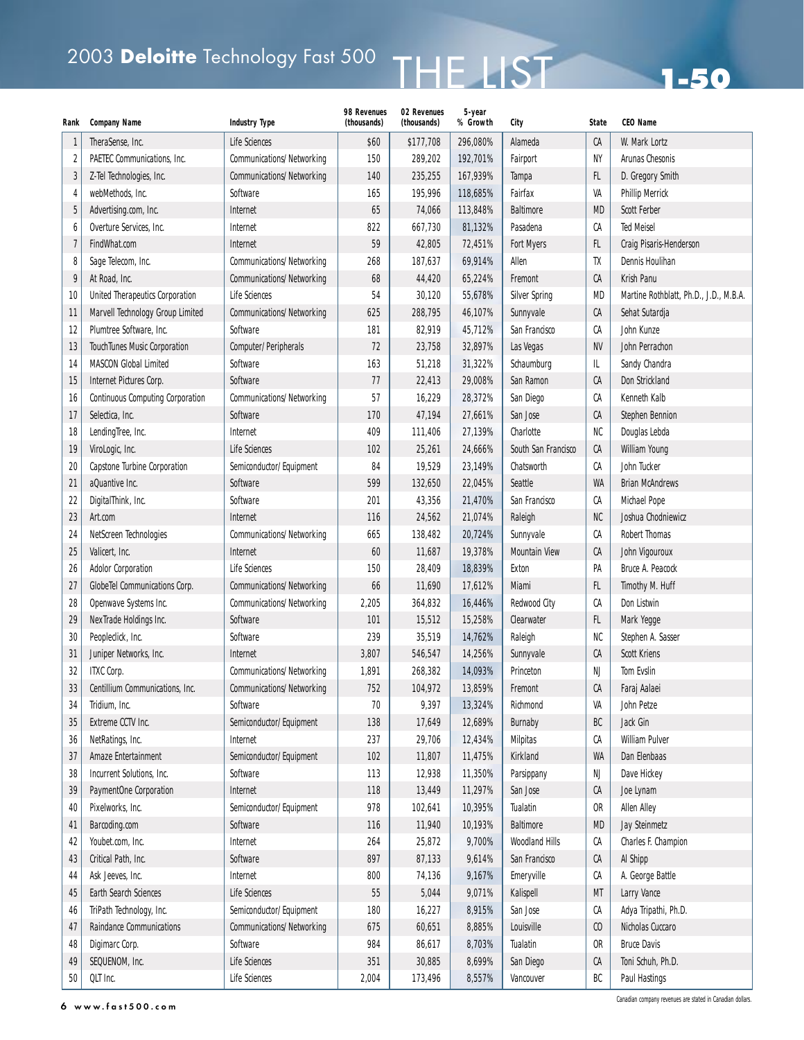# 2003 **Deloitte** Technology Fast 500 THE LIST 1-50

| Rank | Company Name | Industry Type | 98 Revenues (thousands) | 02 Revenues (thousands) | 5-year % Growth | City | State | CEO Name |
|---|---|---|---|---|---|---|---|---|
| 1 | TheraSense, Inc. | Life Sciences | $60 | $177,708 | 296,080% | Alameda | CA | W. Mark Lortz |
| 2 | PAETEC Communications, Inc. | Communications/ Networking | 150 | 289,202 | 192,701% | Fairport | NY | Arunas Chesonis |
| 3 | Z-Tel Technologies, Inc. | Communications/ Networking | 140 | 235,255 | 167,939% | Tampa | FL | D. Gregory Smith |
| 4 | webMethods, Inc. | Software | 165 | 195,996 | 118,685% | Fairfax | VA | Phillip Merrick |
| 5 | Advertising.com, Inc. | Internet | 65 | 74,066 | 113,848% | Baltimore | MD | Scott Ferber |
| 6 | Overture Services, Inc. | Internet | 822 | 667,730 | 81,132% | Pasadena | CA | Ted Meisel |
| 7 | FindWhat.com | Internet | 59 | 42,805 | 72,451% | Fort Myers | FL | Craig Pisaris-Henderson |
| 8 | Sage Telecom, Inc. | Communications/ Networking | 268 | 187,637 | 69,914% | Allen | TX | Dennis Houlihan |
| 9 | At Road, Inc. | Communications/ Networking | 68 | 44,420 | 65,224% | Fremont | CA | Krish Panu |
| 10 | United Therapeutics Corporation | Life Sciences | 54 | 30,120 | 55,678% | Silver Spring | MD | Martine Rothblatt, Ph.D., J.D., M.B.A. |
| 11 | Marvell Technology Group Limited | Communications/ Networking | 625 | 288,795 | 46,107% | Sunnyvale | CA | Sehat Sutardja |
| 12 | Plumtree Software, Inc. | Software | 181 | 82,919 | 45,712% | San Francisco | CA | John Kunze |
| 13 | TouchTunes Music Corporation | Computer/ Peripherals | 72 | 23,758 | 32,897% | Las Vegas | NV | John Perrachon |
| 14 | MASCON Global Limited | Software | 163 | 51,218 | 31,322% | Schaumburg | IL | Sandy Chandra |
| 15 | Internet Pictures Corp. | Software | 77 | 22,413 | 29,008% | San Ramon | CA | Don Strickland |
| 16 | Continuous Computing Corporation | Communications/ Networking | 57 | 16,229 | 28,372% | San Diego | CA | Kenneth Kalb |
| 17 | Selectica, Inc. | Software | 170 | 47,194 | 27,661% | San Jose | CA | Stephen Bennion |
| 18 | LendingTree, Inc. | Internet | 409 | 111,406 | 27,139% | Charlotte | NC | Douglas Lebda |
| 19 | ViroLogic, Inc. | Life Sciences | 102 | 25,261 | 24,666% | South San Francisco | CA | William Young |
| 20 | Capstone Turbine Corporation | Semiconductor/ Equipment | 84 | 19,529 | 23,149% | Chatsworth | CA | John Tucker |
| 21 | aQuantive Inc. | Software | 599 | 132,650 | 22,045% | Seattle | WA | Brian McAndrews |
| 22 | DigitalThink, Inc. | Software | 201 | 43,356 | 21,470% | San Francisco | CA | Michael Pope |
| 23 | Art.com | Internet | 116 | 24,562 | 21,074% | Raleigh | NC | Joshua Chodniewicz |
| 24 | NetScreen Technologies | Communications/ Networking | 665 | 138,482 | 20,724% | Sunnyvale | CA | Robert Thomas |
| 25 | Valicert, Inc. | Internet | 60 | 11,687 | 19,378% | Mountain View | CA | John Vigouroux |
| 26 | Adolor Corporation | Life Sciences | 150 | 28,409 | 18,839% | Exton | PA | Bruce A. Peacock |
| 27 | GlobeTel Communications Corp. | Communications/ Networking | 66 | 11,690 | 17,612% | Miami | FL | Timothy M. Huff |
| 28 | Openwave Systems Inc. | Communications/ Networking | 2,205 | 364,832 | 16,446% | Redwood City | CA | Don Listwin |
| 29 | NexTrade Holdings Inc. | Software | 101 | 15,512 | 15,258% | Clearwater | FL | Mark Yegge |
| 30 | Peopleclick, Inc. | Software | 239 | 35,519 | 14,762% | Raleigh | NC | Stephen A. Sasser |
| 31 | Juniper Networks, Inc. | Internet | 3,807 | 546,547 | 14,256% | Sunnyvale | CA | Scott Kriens |
| 32 | ITXC Corp. | Communications/ Networking | 1,891 | 268,382 | 14,093% | Princeton | NJ | Tom Evslin |
| 33 | Centillium Communications, Inc. | Communications/ Networking | 752 | 104,972 | 13,859% | Fremont | CA | Faraj Aalaei |
| 34 | Tridium, Inc. | Software | 70 | 9,397 | 13,324% | Richmond | VA | John Petze |
| 35 | Extreme CCTV Inc. | Semiconductor/ Equipment | 138 | 17,649 | 12,689% | Burnaby | BC | Jack Gin |
| 36 | NetRatings, Inc. | Internet | 237 | 29,706 | 12,434% | Milpitas | CA | William Pulver |
| 37 | Amaze Entertainment | Semiconductor/ Equipment | 102 | 11,807 | 11,475% | Kirkland | WA | Dan Elenbaas |
| 38 | Incurrent Solutions, Inc. | Software | 113 | 12,938 | 11,350% | Parsippany | NJ | Dave Hickey |
| 39 | PaymentOne Corporation | Internet | 118 | 13,449 | 11,297% | San Jose | CA | Joe Lynam |
| 40 | Pixelworks, Inc. | Semiconductor/ Equipment | 978 | 102,641 | 10,395% | Tualatin | OR | Allen Alley |
| 41 | Barcoding.com | Software | 116 | 11,940 | 10,193% | Baltimore | MD | Jay Steinmetz |
| 42 | Youbet.com, Inc. | Internet | 264 | 25,872 | 9,700% | Woodland Hills | CA | Charles F. Champion |
| 43 | Critical Path, Inc. | Software | 897 | 87,133 | 9,614% | San Francisco | CA | Al Shipp |
| 44 | Ask Jeeves, Inc. | Internet | 800 | 74,136 | 9,167% | Emeryville | CA | A. George Battle |
| 45 | Earth Search Sciences | Life Sciences | 55 | 5,044 | 9,071% | Kalispell | MT | Larry Vance |
| 46 | TriPath Technology, Inc. | Semiconductor/ Equipment | 180 | 16,227 | 8,915% | San Jose | CA | Adya Tripathi, Ph.D. |
| 47 | Raindance Communications | Communications/ Networking | 675 | 60,651 | 8,885% | Louisville | CO | Nicholas Cuccaro |
| 48 | Digimarc Corp. | Software | 984 | 86,617 | 8,703% | Tualatin | OR | Bruce Davis |
| 49 | SEQUENOM, Inc. | Life Sciences | 351 | 30,885 | 8,699% | San Diego | CA | Toni Schuh, Ph.D. |
| 50 | QLT Inc. | Life Sciences | 2,004 | 173,496 | 8,557% | Vancouver | BC | Paul Hastings |

Canadian company revenues are stated in Canadian dollars.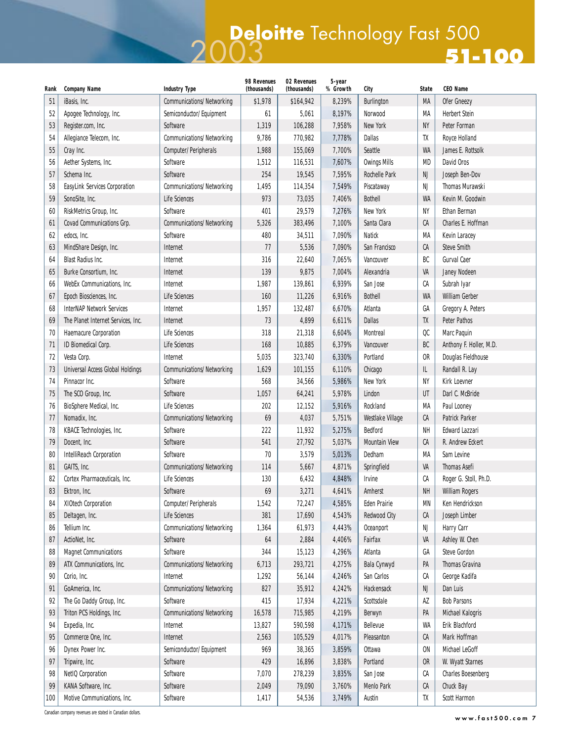# 2003 Deloitte Technology Fast 500

## 51-100

| Rank | Company Name | Industry Type | 98 Revenues (thousands) | 02 Revenues (thousands) | 5-year % Growth | City | State | CEO Name |
|---|---|---|---|---|---|---|---|---|
| 51 | iBasis, Inc. | Communications/Networking | $1,978 | $164,942 | 8,239% | Burlington | MA | Ofer Gneezy |
| 52 | Apogee Technology, Inc. | Semiconductor/Equipment | 61 | 5,061 | 8,197% | Norwood | MA | Herbert Stein |
| 53 | Register.com, Inc. | Software | 1,319 | 106,288 | 7,958% | New York | NY | Peter Forman |
| 54 | Allegiance Telecom, Inc. | Communications/Networking | 9,786 | 770,982 | 7,778% | Dallas | TX | Royce Holland |
| 55 | Cray Inc. | Computer/Peripherals | 1,988 | 155,069 | 7,700% | Seattle | WA | James E. Rottsolk |
| 56 | Aether Systems, Inc. | Software | 1,512 | 116,531 | 7,607% | Owings Mills | MD | David Oros |
| 57 | Schema Inc. | Software | 254 | 19,545 | 7,595% | Rochelle Park | NJ | Joseph Ben-Dov |
| 58 | EasyLink Services Corporation | Communications/Networking | 1,495 | 114,354 | 7,549% | Piscataway | NJ | Thomas Murawski |
| 59 | SonoSite, Inc. | Life Sciences | 973 | 73,035 | 7,406% | Bothell | WA | Kevin M. Goodwin |
| 60 | RiskMetrics Group, Inc. | Software | 401 | 29,579 | 7,276% | New York | NY | Ethan Berman |
| 61 | Covad Communications Grp. | Communications/Networking | 5,326 | 383,496 | 7,100% | Santa Clara | CA | Charles E. Hoffman |
| 62 | edocs, Inc. | Software | 480 | 34,511 | 7,090% | Natick | MA | Kevin Laracey |
| 63 | MindShare Design, Inc. | Internet | 77 | 5,536 | 7,090% | San Francisco | CA | Steve Smith |
| 64 | Blast Radius Inc. | Internet | 316 | 22,640 | 7,065% | Vancouver | BC | Gurval Caer |
| 65 | Burke Consortium, Inc. | Internet | 139 | 9,875 | 7,004% | Alexandria | VA | Janey Nodeen |
| 66 | WebEx Communications, Inc. | Internet | 1,987 | 139,861 | 6,939% | San Jose | CA | Subrah Iyar |
| 67 | Epoch Biosciences, Inc. | Life Sciences | 160 | 11,226 | 6,916% | Bothell | WA | William Gerber |
| 68 | InterNAP Network Services | Internet | 1,957 | 132,487 | 6,670% | Atlanta | GA | Gregory A. Peters |
| 69 | The Planet Internet Services, Inc. | Internet | 73 | 4,899 | 6,611% | Dallas | TX | Peter Pathos |
| 70 | Haemacure Corporation | Life Sciences | 318 | 21,318 | 6,604% | Montreal | QC | Marc Paquin |
| 71 | ID Biomedical Corp. | Life Sciences | 168 | 10,885 | 6,379% | Vancouver | BC | Anthony F. Holler, M.D. |
| 72 | Vesta Corp. | Internet | 5,035 | 323,740 | 6,330% | Portland | OR | Douglas Fieldhouse |
| 73 | Universal Access Global Holdings | Communications/Networking | 1,629 | 101,155 | 6,110% | Chicago | IL | Randall R. Lay |
| 74 | Pinnacor Inc. | Software | 568 | 34,566 | 5,986% | New York | NY | Kirk Loevner |
| 75 | The SCO Group, Inc. | Software | 1,057 | 64,241 | 5,978% | Lindon | UT | Darl C. McBride |
| 76 | BioSphere Medical, Inc. | Life Sciences | 202 | 12,152 | 5,916% | Rockland | MA | Paul Looney |
| 77 | Nomadix, Inc. | Communications/Networking | 69 | 4,037 | 5,751% | Westlake Village | CA | Patrick Parker |
| 78 | KBACE Technologies, Inc. | Software | 222 | 11,932 | 5,275% | Bedford | NH | Edward Lazzari |
| 79 | Docent, Inc. | Software | 541 | 27,792 | 5,037% | Mountain View | CA | R. Andrew Eckert |
| 80 | IntelliReach Corporation | Software | 70 | 3,579 | 5,013% | Dedham | MA | Sam Levine |
| 81 | GAITS, Inc. | Communications/Networking | 114 | 5,667 | 4,871% | Springfield | VA | Thomas Asefi |
| 82 | Cortex Pharmaceuticals, Inc. | Life Sciences | 130 | 6,432 | 4,848% | Irvine | CA | Roger G. Stoll, Ph.D. |
| 83 | Ektron, Inc. | Software | 69 | 3,271 | 4,641% | Amherst | NH | William Rogers |
| 84 | XIOtech Corporation | Computer/Peripherals | 1,542 | 72,247 | 4,585% | Eden Prairie | MN | Ken Hendrickson |
| 85 | Deltagen, Inc. | Life Sciences | 381 | 17,690 | 4,543% | Redwood City | CA | Joseph Limber |
| 86 | Tellium Inc. | Communications/Networking | 1,364 | 61,973 | 4,443% | Oceanport | NJ | Harry Carr |
| 87 | ActioNet, Inc. | Software | 64 | 2,884 | 4,406% | Fairfax | VA | Ashley W. Chen |
| 88 | Magnet Communications | Software | 344 | 15,123 | 4,296% | Atlanta | GA | Steve Gordon |
| 89 | ATX Communications, Inc. | Communications/Networking | 6,713 | 293,721 | 4,275% | Bala Cynwyd | PA | Thomas Gravina |
| 90 | Corio, Inc. | Internet | 1,292 | 56,144 | 4,246% | San Carlos | CA | George Kadifa |
| 91 | GoAmerica, Inc. | Communications/Networking | 827 | 35,912 | 4,242% | Hackensack | NJ | Dan Luis |
| 92 | The Go Daddy Group, Inc. | Software | 415 | 17,934 | 4,221% | Scottsdale | AZ | Bob Parsons |
| 93 | Triton PCS Holdings, Inc. | Communications/Networking | 16,578 | 715,985 | 4,219% | Berwyn | PA | Michael Kalogris |
| 94 | Expedia, Inc. | Internet | 13,827 | 590,598 | 4,171% | Bellevue | WA | Erik Blachford |
| 95 | Commerce One, Inc. | Internet | 2,563 | 105,529 | 4,017% | Pleasanton | CA | Mark Hoffman |
| 96 | Dynex Power Inc. | Semiconductor/Equipment | 969 | 38,365 | 3,859% | Ottawa | ON | Michael LeGoff |
| 97 | Tripwire, Inc. | Software | 429 | 16,896 | 3,838% | Portland | OR | W. Wyatt Starnes |
| 98 | NetIQ Corporation | Software | 7,070 | 278,239 | 3,835% | San Jose | CA | Charles Boesenberg |
| 99 | KANA Software, Inc. | Software | 2,049 | 79,090 | 3,760% | Menlo Park | CA | Chuck Bay |
| 100 | Motive Communications, Inc. | Software | 1,417 | 54,536 | 3,749% | Austin | TX | Scott Harmon |

Canadian company revenues are stated in Canadian dollars.

www.fast500.com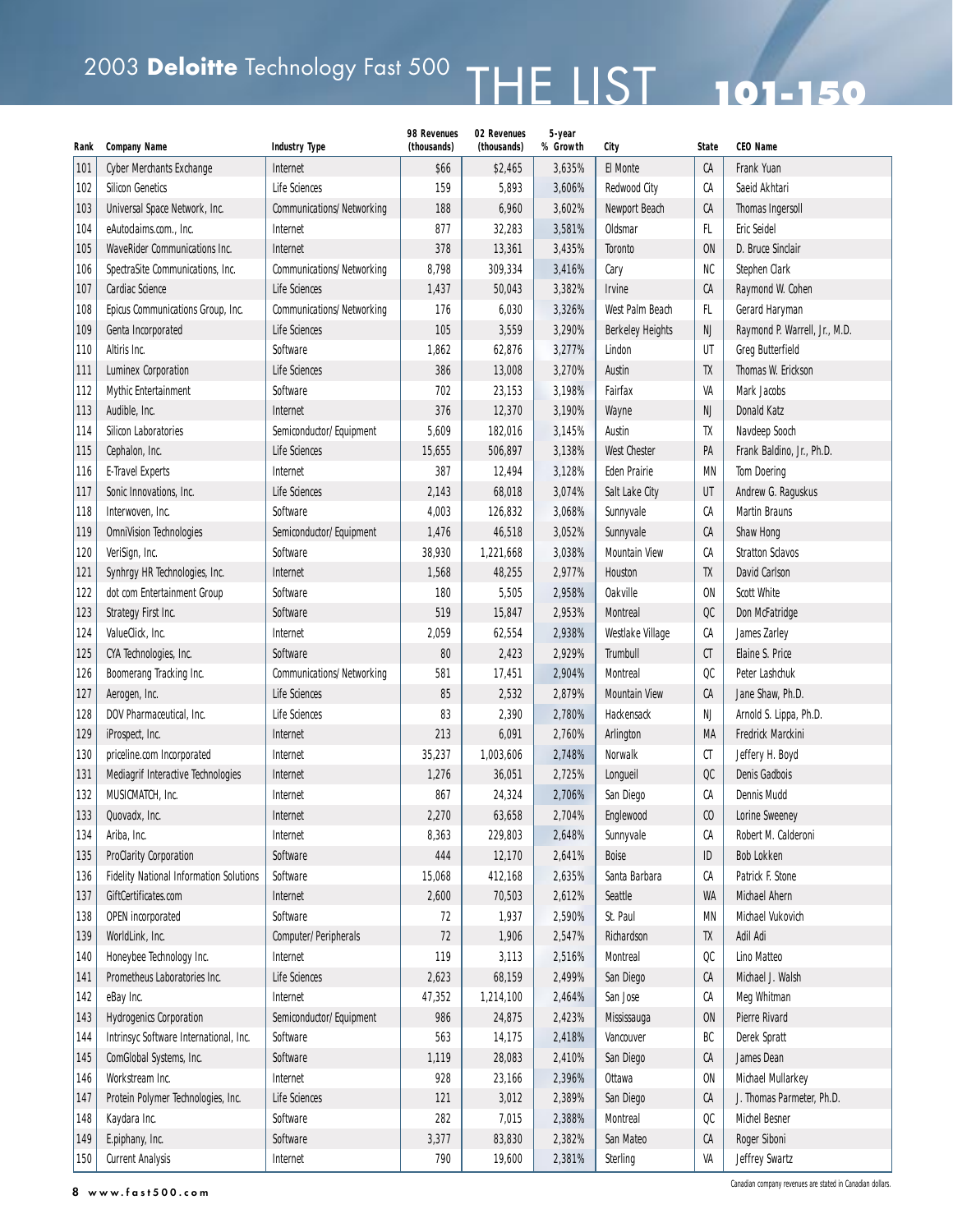# 2003 **Deloitte** Technology Fast 500 THE LIST 101-150

| Rank | Company Name | Industry Type | 98 Revenues (thousands) | 02 Revenues (thousands) | 5-year % Growth | City | State | CEO Name |
|---|---|---|---|---|---|---|---|---|
| 101 | Cyber Merchants Exchange | Internet | $66 | $2,465 | 3,635% | El Monte | CA | Frank Yuan |
| 102 | Silicon Genetics | Life Sciences | 159 | 5,893 | 3,606% | Redwood City | CA | Saeid Akhtari |
| 103 | Universal Space Network, Inc. | Communications/ Networking | 188 | 6,960 | 3,602% | Newport Beach | CA | Thomas Ingersoll |
| 104 | eAutoclaims.com., Inc. | Internet | 877 | 32,283 | 3,581% | Oldsmar | FL | Eric Seidel |
| 105 | WaveRider Communications Inc. | Internet | 378 | 13,361 | 3,435% | Toronto | ON | D. Bruce Sinclair |
| 106 | SpectraSite Communications, Inc. | Communications/ Networking | 8,798 | 309,334 | 3,416% | Cary | NC | Stephen Clark |
| 107 | Cardiac Science | Life Sciences | 1,437 | 50,043 | 3,382% | Irvine | CA | Raymond W. Cohen |
| 108 | Epicus Communications Group, Inc. | Communications/ Networking | 176 | 6,030 | 3,326% | West Palm Beach | FL | Gerard Haryman |
| 109 | Genta Incorporated | Life Sciences | 105 | 3,559 | 3,290% | Berkeley Heights | NJ | Raymond P. Warrell, Jr., M.D. |
| 110 | Altiris Inc. | Software | 1,862 | 62,876 | 3,277% | Lindon | UT | Greg Butterfield |
| 111 | Luminex Corporation | Life Sciences | 386 | 13,008 | 3,270% | Austin | TX | Thomas W. Erickson |
| 112 | Mythic Entertainment | Software | 702 | 23,153 | 3,198% | Fairfax | VA | Mark Jacobs |
| 113 | Audible, Inc. | Internet | 376 | 12,370 | 3,190% | Wayne | NJ | Donald Katz |
| 114 | Silicon Laboratories | Semiconductor/ Equipment | 5,609 | 182,016 | 3,145% | Austin | TX | Navdeep Sooch |
| 115 | Cephalon, Inc. | Life Sciences | 15,655 | 506,897 | 3,138% | West Chester | PA | Frank Baldino, Jr., Ph.D. |
| 116 | E-Travel Experts | Internet | 387 | 12,494 | 3,128% | Eden Prairie | MN | Tom Doering |
| 117 | Sonic Innovations, Inc. | Life Sciences | 2,143 | 68,018 | 3,074% | Salt Lake City | UT | Andrew G. Raguskus |
| 118 | Interwoven, Inc. | Software | 4,003 | 126,832 | 3,068% | Sunnyvale | CA | Martin Brauns |
| 119 | OmniVision Technologies | Semiconductor/ Equipment | 1,476 | 46,518 | 3,052% | Sunnyvale | CA | Shaw Hong |
| 120 | VeriSign, Inc. | Software | 38,930 | 1,221,668 | 3,038% | Mountain View | CA | Stratton Sclavos |
| 121 | Synhrgy HR Technologies, Inc. | Internet | 1,568 | 48,255 | 2,977% | Houston | TX | David Carlson |
| 122 | dot com Entertainment Group | Software | 180 | 5,505 | 2,958% | Oakville | ON | Scott White |
| 123 | Strategy First Inc. | Software | 519 | 15,847 | 2,953% | Montreal | QC | Don McFatridge |
| 124 | ValueClick, Inc. | Internet | 2,059 | 62,554 | 2,938% | Westlake Village | CA | James Zarley |
| 125 | CYA Technologies, Inc. | Software | 80 | 2,423 | 2,929% | Trumbull | CT | Elaine S. Price |
| 126 | Boomerang Tracking Inc. | Communications/ Networking | 581 | 17,451 | 2,904% | Montreal | QC | Peter Lashchuk |
| 127 | Aerogen, Inc. | Life Sciences | 85 | 2,532 | 2,879% | Mountain View | CA | Jane Shaw, Ph.D. |
| 128 | DOV Pharmaceutical, Inc. | Life Sciences | 83 | 2,390 | 2,780% | Hackensack | NJ | Arnold S. Lippa, Ph.D. |
| 129 | iProspect, Inc. | Internet | 213 | 6,091 | 2,760% | Arlington | MA | Fredrick Marckini |
| 130 | priceline.com Incorporated | Internet | 35,237 | 1,003,606 | 2,748% | Norwalk | CT | Jeffery H. Boyd |
| 131 | Mediagrif Interactive Technologies | Internet | 1,276 | 36,051 | 2,725% | Longueil | QC | Denis Gadbois |
| 132 | MUSICMATCH, Inc. | Internet | 867 | 24,324 | 2,706% | San Diego | CA | Dennis Mudd |
| 133 | Quovadx, Inc. | Internet | 2,270 | 63,658 | 2,704% | Englewood | CO | Lorine Sweeney |
| 134 | Ariba, Inc. | Internet | 8,363 | 229,803 | 2,648% | Sunnyvale | CA | Robert M. Calderoni |
| 135 | ProClarity Corporation | Software | 444 | 12,170 | 2,641% | Boise | ID | Bob Lokken |
| 136 | Fidelity National Information Solutions | Software | 15,068 | 412,168 | 2,635% | Santa Barbara | CA | Patrick F. Stone |
| 137 | GiftCertificates.com | Internet | 2,600 | 70,503 | 2,612% | Seattle | WA | Michael Ahern |
| 138 | OPEN incorporated | Software | 72 | 1,937 | 2,590% | St. Paul | MN | Michael Vukovich |
| 139 | WorldLink, Inc. | Computer/ Peripherals | 72 | 1,906 | 2,547% | Richardson | TX | Adil Adi |
| 140 | Honeybee Technology Inc. | Internet | 119 | 3,113 | 2,516% | Montreal | QC | Lino Matteo |
| 141 | Prometheus Laboratories Inc. | Life Sciences | 2,623 | 68,159 | 2,499% | San Diego | CA | Michael J. Walsh |
| 142 | eBay Inc. | Internet | 47,352 | 1,214,100 | 2,464% | San Jose | CA | Meg Whitman |
| 143 | Hydrogenics Corporation | Semiconductor/ Equipment | 986 | 24,875 | 2,423% | Mississauga | ON | Pierre Rivard |
| 144 | Intrinsyc Software International, Inc. | Software | 563 | 14,175 | 2,418% | Vancouver | BC | Derek Spratt |
| 145 | ComGlobal Systems, Inc. | Software | 1,119 | 28,083 | 2,410% | San Diego | CA | James Dean |
| 146 | Workstream Inc. | Internet | 928 | 23,166 | 2,396% | Ottawa | ON | Michael Mullarkey |
| 147 | Protein Polymer Technologies, Inc. | Life Sciences | 121 | 3,012 | 2,389% | San Diego | CA | J. Thomas Parmeter, Ph.D. |
| 148 | Kaydara Inc. | Software | 282 | 7,015 | 2,388% | Montreal | QC | Michel Besner |
| 149 | E.piphany, Inc. | Software | 3,377 | 83,830 | 2,382% | San Mateo | CA | Roger Siboni |
| 150 | Current Analysis | Internet | 790 | 19,600 | 2,381% | Sterling | VA | Jeffrey Swartz |

Canadian company revenues are stated in Canadian dollars.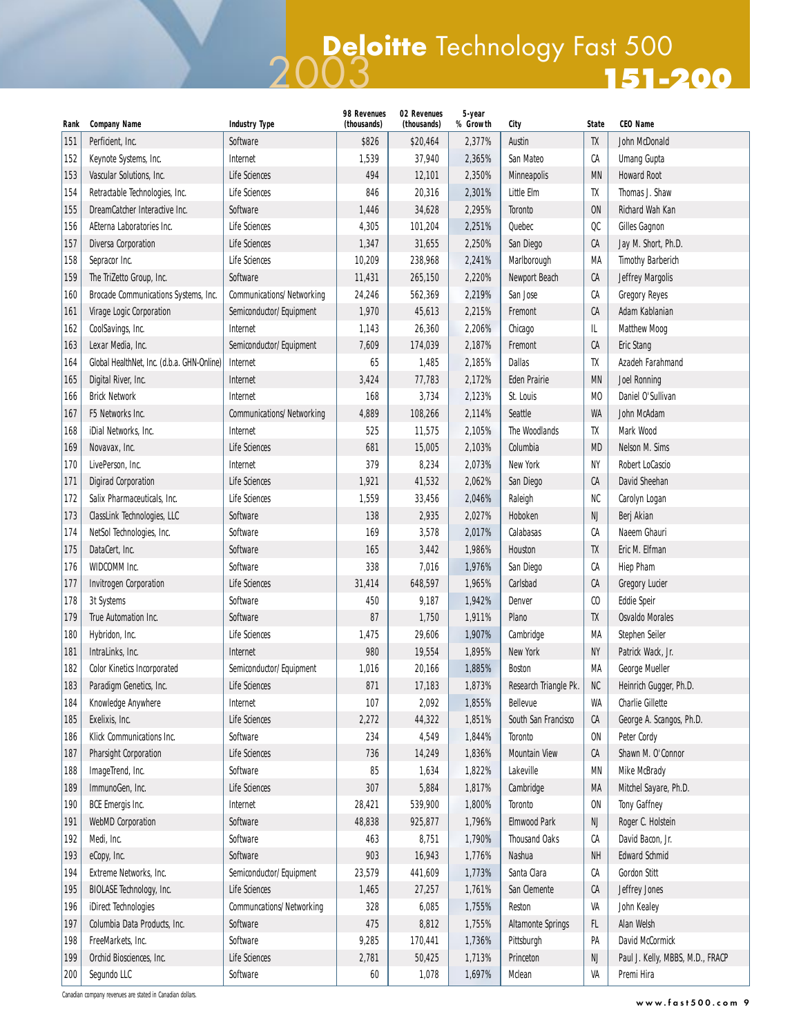# Deloitte Technology Fast 500 2003

## 151-200

| Rank | Company Name | Industry Type | 98 Revenues (thousands) | 02 Revenues (thousands) | 5-year % Growth | City | State | CEO Name |
|---|---|---|---|---|---|---|---|---|
| 151 | Perficient, Inc. | Software | $826 | $20,464 | 2,377% | Austin | TX | John McDonald |
| 152 | Keynote Systems, Inc. | Internet | 1,539 | 37,940 | 2,365% | San Mateo | CA | Umang Gupta |
| 153 | Vascular Solutions, Inc. | Life Sciences | 494 | 12,101 | 2,350% | Minneapolis | MN | Howard Root |
| 154 | Retractable Technologies, Inc. | Life Sciences | 846 | 20,316 | 2,301% | Little Elm | TX | Thomas J. Shaw |
| 155 | DreamCatcher Interactive Inc. | Software | 1,446 | 34,628 | 2,295% | Toronto | ON | Richard Wah Kan |
| 156 | AEterna Laboratories Inc. | Life Sciences | 4,305 | 101,204 | 2,251% | Quebec | QC | Gilles Gagnon |
| 157 | Diversa Corporation | Life Sciences | 1,347 | 31,655 | 2,250% | San Diego | CA | Jay M. Short, Ph.D. |
| 158 | Sepracor Inc. | Life Sciences | 10,209 | 238,968 | 2,241% | Marlborough | MA | Timothy Barberich |
| 159 | The TriZetto Group, Inc. | Software | 11,431 | 265,150 | 2,220% | Newport Beach | CA | Jeffrey Margolis |
| 160 | Brocade Communications Systems, Inc. | Communications/ Networking | 24,246 | 562,369 | 2,219% | San Jose | CA | Gregory Reyes |
| 161 | Virage Logic Corporation | Semiconductor/ Equipment | 1,970 | 45,613 | 2,215% | Fremont | CA | Adam Kablanian |
| 162 | CoolSavings, Inc. | Internet | 1,143 | 26,360 | 2,206% | Chicago | IL | Matthew Moog |
| 163 | Lexar Media, Inc. | Semiconductor/ Equipment | 7,609 | 174,039 | 2,187% | Fremont | CA | Eric Stang |
| 164 | Global HealthNet, Inc (d.b.a. GHN-Online) | Internet | 65 | 1,485 | 2,185% | Dallas | TX | Azadeh Farahmand |
| 165 | Digital River, Inc. | Internet | 3,424 | 77,783 | 2,172% | Eden Prairie | MN | Joel Ronning |
| 166 | Brick Network | Internet | 168 | 3,734 | 2,123% | St. Louis | MO | Daniel O'Sullivan |
| 167 | F5 Networks Inc. | Communications/ Networking | 4,889 | 108,266 | 2,114% | Seattle | WA | John McAdam |
| 168 | iDial Networks, Inc. | Internet | 525 | 11,575 | 2,105% | The Woodlands | TX | Mark Wood |
| 169 | Novavax, Inc. | Life Sciences | 681 | 15,005 | 2,103% | Columbia | MD | Nelson M. Sims |
| 170 | LivePerson, Inc. | Internet | 379 | 8,234 | 2,073% | New York | NY | Robert LoCascio |
| 171 | Digirad Corporation | Life Sciences | 1,921 | 41,532 | 2,062% | San Diego | CA | David Sheehan |
| 172 | Salix Pharmaceuticals, Inc. | Life Sciences | 1,559 | 33,456 | 2,046% | Raleigh | NC | Carolyn Logan |
| 173 | ClassLink Technologies, LLC | Software | 138 | 2,935 | 2,027% | Hoboken | NJ | Berj Akian |
| 174 | NetSol Technologies, Inc. | Software | 169 | 3,578 | 2,017% | Calabasas | CA | Naeem Ghauri |
| 175 | DataCert, Inc. | Software | 165 | 3,442 | 1,986% | Houston | TX | Eric M. Elfman |
| 176 | WIDCOMM Inc. | Software | 338 | 7,016 | 1,976% | San Diego | CA | Hiep Pham |
| 177 | Invitrogen Corporation | Life Sciences | 31,414 | 648,597 | 1,965% | Carlsbad | CA | Gregory Lucier |
| 178 | 3t Systems | Software | 450 | 9,187 | 1,942% | Denver | CO | Eddie Speir |
| 179 | True Automation Inc. | Software | 87 | 1,750 | 1,911% | Plano | TX | Osvaldo Morales |
| 180 | Hybridon, Inc. | Life Sciences | 1,475 | 29,606 | 1,907% | Cambridge | MA | Stephen Seiler |
| 181 | IntraLinks, Inc. | Internet | 980 | 19,554 | 1,895% | New York | NY | Patrick Wack, Jr. |
| 182 | Color Kinetics Incorporated | Semiconductor/ Equipment | 1,016 | 20,166 | 1,885% | Boston | MA | George Mueller |
| 183 | Paradigm Genetics, Inc. | Life Sciences | 871 | 17,183 | 1,873% | Research Triangle Pk. | NC | Heinrich Gugger, Ph.D. |
| 184 | Knowledge Anywhere | Internet | 107 | 2,092 | 1,855% | Bellevue | WA | Charlie Gillette |
| 185 | Exelixis, Inc. | Life Sciences | 2,272 | 44,322 | 1,851% | South San Francisco | CA | George A. Scangos, Ph.D. |
| 186 | Klick Communications Inc. | Software | 234 | 4,549 | 1,844% | Toronto | ON | Peter Cordy |
| 187 | Pharsight Corporation | Life Sciences | 736 | 14,249 | 1,836% | Mountain View | CA | Shawn M. O'Connor |
| 188 | ImageTrend, Inc. | Software | 85 | 1,634 | 1,822% | Lakeville | MN | Mike McBrady |
| 189 | ImmunoGen, Inc. | Life Sciences | 307 | 5,884 | 1,817% | Cambridge | MA | Mitchel Sayare, Ph.D. |
| 190 | BCE Emergis Inc. | Internet | 28,421 | 539,900 | 1,800% | Toronto | ON | Tony Gaffney |
| 191 | WebMD Corporation | Software | 48,838 | 925,877 | 1,796% | Elmwood Park | NJ | Roger C. Holstein |
| 192 | Medi, Inc. | Software | 463 | 8,751 | 1,790% | Thousand Oaks | CA | David Bacon, Jr. |
| 193 | eCopy, Inc. | Software | 903 | 16,943 | 1,776% | Nashua | NH | Edward Schmid |
| 194 | Extreme Networks, Inc. | Semiconductor/ Equipment | 23,579 | 441,609 | 1,773% | Santa Clara | CA | Gordon Stitt |
| 195 | BIOLASE Technology, Inc. | Life Sciences | 1,465 | 27,257 | 1,761% | San Clemente | CA | Jeffrey Jones |
| 196 | iDirect Technologies | Communcations/ Networking | 328 | 6,085 | 1,755% | Reston | VA | John Kealey |
| 197 | Columbia Data Products, Inc. | Software | 475 | 8,812 | 1,755% | Altamonte Springs | FL | Alan Welsh |
| 198 | FreeMarkets, Inc. | Software | 9,285 | 170,441 | 1,736% | Pittsburgh | PA | David McCormick |
| 199 | Orchid Biosciences, Inc. | Life Sciences | 2,781 | 50,425 | 1,713% | Princeton | NJ | Paul J. Kelly, MBBS, M.D., FRACP |
| 200 | Segundo LLC | Software | 60 | 1,078 | 1,697% | Mclean | VA | Premi Hira |

Canadian company revenues are stated in Canadian dollars.

www.fast500.com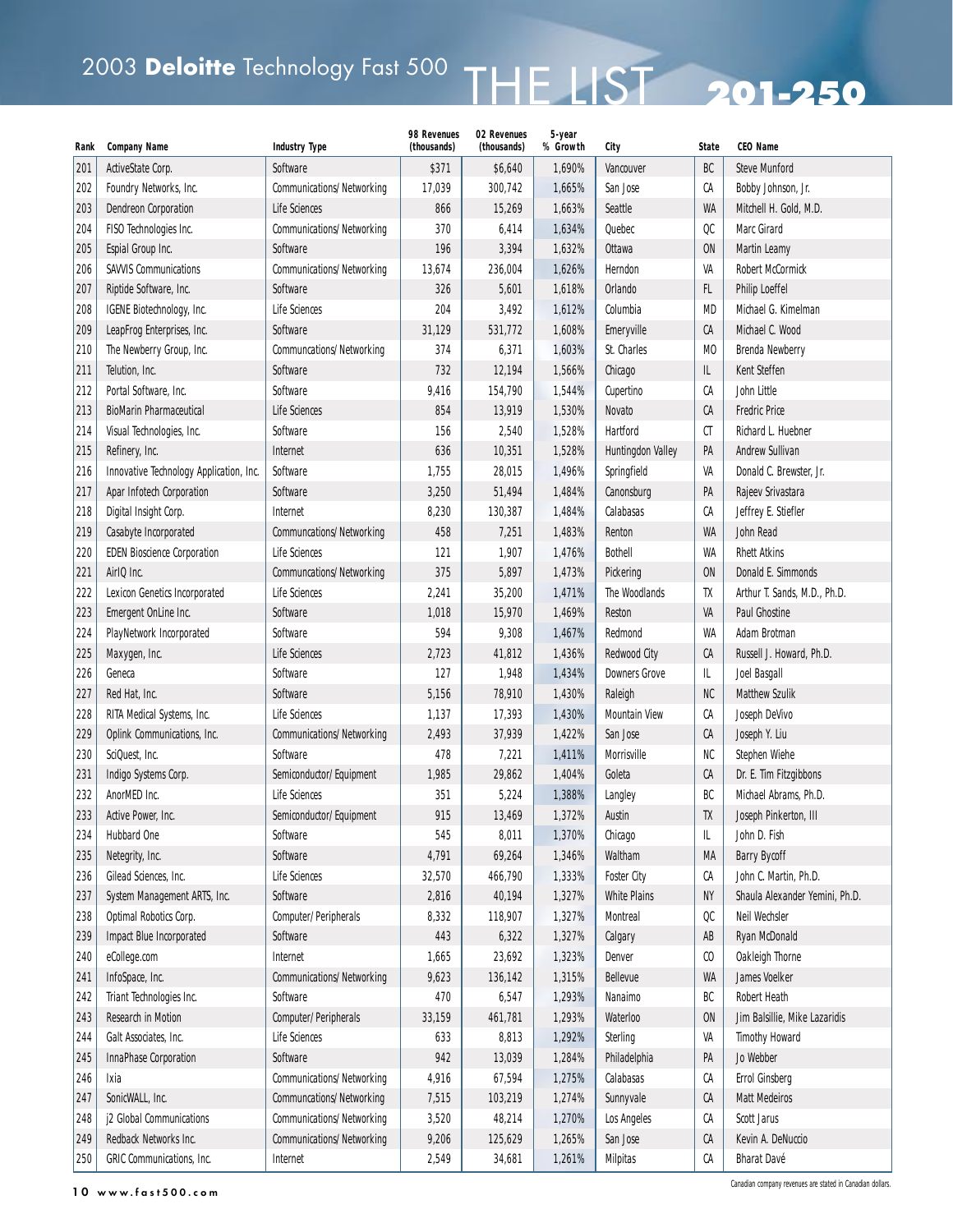# 2003 **Deloitte** Technology Fast 500 THE LIST 201-250

| Rank | Company Name | Industry Type | 98 Revenues (thousands) | 02 Revenues (thousands) | 5-year % Growth | City | State | CEO Name |
|---|---|---|---|---|---|---|---|---|
| 201 | ActiveState Corp. | Software | $371 | $6,640 | 1,690% | Vancouver | BC | Steve Munford |
| 202 | Foundry Networks, Inc. | Communications/ Networking | 17,039 | 300,742 | 1,665% | San Jose | CA | Bobby Johnson, Jr. |
| 203 | Dendreon Corporation | Life Sciences | 866 | 15,269 | 1,663% | Seattle | WA | Mitchell H. Gold, M.D. |
| 204 | FISO Technologies Inc. | Communications/ Networking | 370 | 6,414 | 1,634% | Quebec | QC | Marc Girard |
| 205 | Espial Group Inc. | Software | 196 | 3,394 | 1,632% | Ottawa | ON | Martin Leamy |
| 206 | SAVVIS Communications | Communications/ Networking | 13,674 | 236,004 | 1,626% | Herndon | VA | Robert McCormick |
| 207 | Riptide Software, Inc. | Software | 326 | 5,601 | 1,618% | Orlando | FL | Philip Loeffel |
| 208 | IGENE Biotechnology, Inc. | Life Sciences | 204 | 3,492 | 1,612% | Columbia | MD | Michael G. Kimelman |
| 209 | LeapFrog Enterprises, Inc. | Software | 31,129 | 531,772 | 1,608% | Emeryville | CA | Michael C. Wood |
| 210 | The Newberry Group, Inc. | Communications/ Networking | 374 | 6,371 | 1,603% | St. Charles | MO | Brenda Newberry |
| 211 | Telution, Inc. | Software | 732 | 12,194 | 1,566% | Chicago | IL | Kent Steffen |
| 212 | Portal Software, Inc. | Software | 9,416 | 154,790 | 1,544% | Cupertino | CA | John Little |
| 213 | BioMarin Pharmaceutical | Life Sciences | 854 | 13,919 | 1,530% | Novato | CA | Fredric Price |
| 214 | Visual Technologies, Inc. | Software | 156 | 2,540 | 1,528% | Hartford | CT | Richard L. Huebner |
| 215 | Refinery, Inc. | Internet | 636 | 10,351 | 1,528% | Huntingdon Valley | PA | Andrew Sullivan |
| 216 | Innovative Technology Application, Inc. | Software | 1,755 | 28,015 | 1,496% | Springfield | VA | Donald C. Brewster, Jr. |
| 217 | Apar Infotech Corporation | Software | 3,250 | 51,494 | 1,484% | Canonsburg | PA | Rajeev Srivastara |
| 218 | Digital Insight Corp. | Internet | 8,230 | 130,387 | 1,484% | Calabasas | CA | Jeffrey E. Stiefler |
| 219 | Casabyte Incorporated | Communications/ Networking | 458 | 7,251 | 1,483% | Renton | WA | John Read |
| 220 | EDEN Bioscience Corporation | Life Sciences | 121 | 1,907 | 1,476% | Bothell | WA | Rhett Atkins |
| 221 | AirIQ Inc. | Communications/ Networking | 375 | 5,897 | 1,473% | Pickering | ON | Donald E. Simmonds |
| 222 | Lexicon Genetics Incorporated | Life Sciences | 2,241 | 35,200 | 1,471% | The Woodlands | TX | Arthur T. Sands, M.D., Ph.D. |
| 223 | Emergent OnLine Inc. | Software | 1,018 | 15,970 | 1,469% | Reston | VA | Paul Ghostine |
| 224 | PlayNetwork Incorporated | Software | 594 | 9,308 | 1,467% | Redmond | WA | Adam Brotman |
| 225 | Maxygen, Inc. | Life Sciences | 2,723 | 41,812 | 1,436% | Redwood City | CA | Russell J. Howard, Ph.D. |
| 226 | Geneca | Software | 127 | 1,948 | 1,434% | Downers Grove | IL | Joel Basgall |
| 227 | Red Hat, Inc. | Software | 5,156 | 78,910 | 1,430% | Raleigh | NC | Matthew Szulik |
| 228 | RITA Medical Systems, Inc. | Life Sciences | 1,137 | 17,393 | 1,430% | Mountain View | CA | Joseph DeVivo |
| 229 | Oplink Communications, Inc. | Communications/ Networking | 2,493 | 37,939 | 1,422% | San Jose | CA | Joseph Y. Liu |
| 230 | SciQuest, Inc. | Software | 478 | 7,221 | 1,411% | Morrisville | NC | Stephen Wiehe |
| 231 | Indigo Systems Corp. | Semiconductor/ Equipment | 1,985 | 29,862 | 1,404% | Goleta | CA | Dr. E. Tim Fitzgibbons |
| 232 | AnorMED Inc. | Life Sciences | 351 | 5,224 | 1,388% | Langley | BC | Michael Abrams, Ph.D. |
| 233 | Active Power, Inc. | Semiconductor/ Equipment | 915 | 13,469 | 1,372% | Austin | TX | Joseph Pinkerton, III |
| 234 | Hubbard One | Software | 545 | 8,011 | 1,370% | Chicago | IL | John D. Fish |
| 235 | Netegrity, Inc. | Software | 4,791 | 69,264 | 1,346% | Waltham | MA | Barry Bycoff |
| 236 | Gilead Sciences, Inc. | Life Sciences | 32,570 | 466,790 | 1,333% | Foster City | CA | John C. Martin, Ph.D. |
| 237 | System Management ARTS, Inc. | Software | 2,816 | 40,194 | 1,327% | White Plains | NY | Shaula Alexander Yemini, Ph.D. |
| 238 | Optimal Robotics Corp. | Computer/ Peripherals | 8,332 | 118,907 | 1,327% | Montreal | QC | Neil Wechsler |
| 239 | Impact Blue Incorporated | Software | 443 | 6,322 | 1,327% | Calgary | AB | Ryan McDonald |
| 240 | eCollege.com | Internet | 1,665 | 23,692 | 1,323% | Denver | CO | Oakleigh Thorne |
| 241 | InfoSpace, Inc. | Communications/ Networking | 9,623 | 136,142 | 1,315% | Bellevue | WA | James Voelker |
| 242 | Triant Technologies Inc. | Software | 470 | 6,547 | 1,293% | Nanaimo | BC | Robert Heath |
| 243 | Research in Motion | Computer/ Peripherals | 33,159 | 461,781 | 1,293% | Waterloo | ON | Jim Balsillie, Mike Lazaridis |
| 244 | Galt Associates, Inc. | Life Sciences | 633 | 8,813 | 1,292% | Sterling | VA | Timothy Howard |
| 245 | InnaPhase Corporation | Software | 942 | 13,039 | 1,284% | Philadelphia | PA | Jo Webber |
| 246 | Ixia | Communications/ Networking | 4,916 | 67,594 | 1,275% | Calabasas | CA | Errol Ginsberg |
| 247 | SonicWALL, Inc. | Communications/ Networking | 7,515 | 103,219 | 1,274% | Sunnyvale | CA | Matt Medeiros |
| 248 | j2 Global Communications | Communications/ Networking | 3,520 | 48,214 | 1,270% | Los Angeles | CA | Scott Jarus |
| 249 | Redback Networks Inc. | Communications/ Networking | 9,206 | 125,629 | 1,265% | San Jose | CA | Kevin A. DeNuccio |
| 250 | GRIC Communications, Inc. | Internet | 2,549 | 34,681 | 1,261% | Milpitas | CA | Bharat Davé |

Canadian company revenues are stated in Canadian dollars.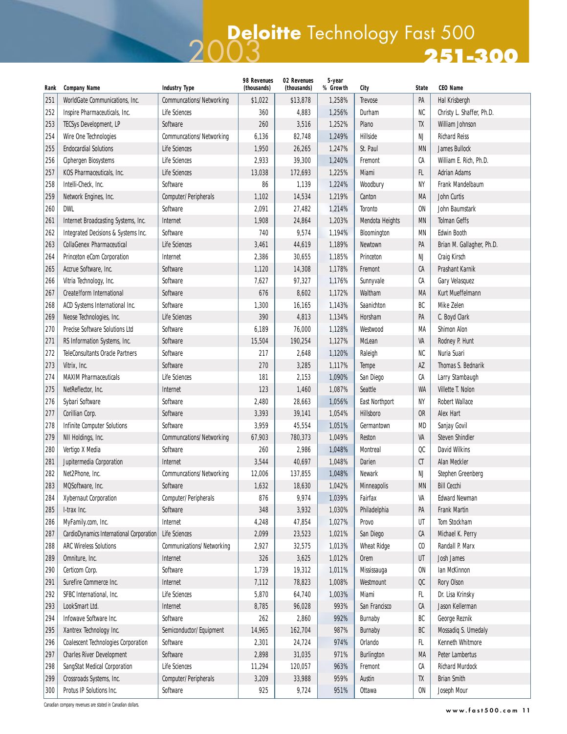# 2003 Deloitte Technology Fast 500

## 251-300

| Rank | Company Name | Industry Type | 98 Revenues (thousands) | 02 Revenues (thousands) | 5-year % Growth | City | State | CEO Name |
|---|---|---|---|---|---|---|---|---|
| 251 | WorldGate Communications, Inc. | Communcations/Networking | $1,022 | $13,878 | 1,258% | Trevose | PA | Hal Krisbergh |
| 252 | Inspire Pharmaceuticals, Inc. | Life Sciences | 360 | 4,883 | 1,256% | Durham | NC | Christy L. Shaffer, Ph.D. |
| 253 | TECSys Development, LP | Software | 260 | 3,516 | 1,252% | Plano | TX | William Johnson |
| 254 | Wire One Technologies | Communcations/Networking | 6,136 | 82,748 | 1,249% | Hillside | NJ | Richard Reiss |
| 255 | Endocardial Solutions | Life Sciences | 1,950 | 26,265 | 1,247% | St. Paul | MN | James Bullock |
| 256 | Ciphergen Biosystems | Life Sciences | 2,933 | 39,300 | 1,240% | Fremont | CA | William E. Rich, Ph.D. |
| 257 | KOS Pharmaceuticals, Inc. | Life Sciences | 13,038 | 172,693 | 1,225% | Miami | FL | Adrian Adams |
| 258 | Intelli-Check, Inc. | Software | 86 | 1,139 | 1,224% | Woodbury | NY | Frank Mandelbaum |
| 259 | Network Engines, Inc. | Computer/Peripherals | 1,102 | 14,534 | 1,219% | Canton | MA | John Curtis |
| 260 | DWL | Software | 2,091 | 27,482 | 1,214% | Toronto | ON | John Baumstark |
| 261 | Internet Broadcasting Systems, Inc. | Internet | 1,908 | 24,864 | 1,203% | Mendota Heights | MN | Tolman Geffs |
| 262 | Integrated Decisions & Systems Inc. | Software | 740 | 9,574 | 1,194% | Bloomington | MN | Edwin Booth |
| 263 | CollaGenex Pharmaceutical | Life Sciences | 3,461 | 44,619 | 1,189% | Newtown | PA | Brian M. Gallagher, Ph.D. |
| 264 | Princeton eCom Corporation | Internet | 2,386 | 30,655 | 1,185% | Princeton | NJ | Craig Kirsch |
| 265 | Accrue Software, Inc. | Software | 1,120 | 14,308 | 1,178% | Fremont | CA | Prashant Karnik |
| 266 | Vitria Technology, Inc. | Software | 7,627 | 97,327 | 1,176% | Sunnyvale | CA | Gary Velasquez |
| 267 | Create!form International | Software | 676 | 8,602 | 1,172% | Waltham | MA | Kurt Mueffelmann |
| 268 | ACD Systems International Inc. | Software | 1,300 | 16,165 | 1,143% | Saanichton | BC | Mike Zelen |
| 269 | Neose Technologies, Inc. | Life Sciences | 390 | 4,813 | 1,134% | Horsham | PA | C. Boyd Clark |
| 270 | Precise Software Solutions Ltd | Software | 6,189 | 76,000 | 1,128% | Westwood | MA | Shimon Alon |
| 271 | RS Information Systems, Inc. | Software | 15,504 | 190,254 | 1,127% | McLean | VA | Rodney P. Hunt |
| 272 | TeleConsultants Oracle Partners | Software | 217 | 2,648 | 1,120% | Raleigh | NC | Nuria Suari |
| 273 | Vitrix, Inc. | Software | 270 | 3,285 | 1,117% | Tempe | AZ | Thomas S. Bednarik |
| 274 | MAXIM Pharmaceuticals | Life Sciences | 181 | 2,153 | 1,090% | San Diego | CA | Larry Stambaugh |
| 275 | NetReflector, Inc. | Internet | 123 | 1,460 | 1,087% | Seattle | WA | Villette T. Nolon |
| 276 | Sybari Software | Software | 2,480 | 28,663 | 1,056% | East Northport | NY | Robert Wallace |
| 277 | Corillian Corp. | Software | 3,393 | 39,141 | 1,054% | Hillsboro | OR | Alex Hart |
| 278 | Infinite Computer Solutions | Software | 3,959 | 45,554 | 1,051% | Germantown | MD | Sanjay Govil |
| 279 | NII Holdings, Inc. | Communcations/Networking | 67,903 | 780,373 | 1,049% | Reston | VA | Steven Shindler |
| 280 | Vertigo X Media | Software | 260 | 2,986 | 1,048% | Montreal | QC | David Wilkins |
| 281 | Jupitermedia Corporation | Internet | 3,544 | 40,697 | 1,048% | Darien | CT | Alan Meckler |
| 282 | Net2Phone, Inc. | Communcations/Networking | 12,006 | 137,855 | 1,048% | Newark | NJ | Stephen Greenberg |
| 283 | MQSoftware, Inc. | Software | 1,632 | 18,630 | 1,042% | Minneapolis | MN | Bill Cecchi |
| 284 | Xybernaut Corporation | Computer/Peripherals | 876 | 9,974 | 1,039% | Fairfax | VA | Edward Newman |
| 285 | I-trax Inc. | Software | 348 | 3,932 | 1,030% | Philadelphia | PA | Frank Martin |
| 286 | MyFamily.com, Inc. | Internet | 4,248 | 47,854 | 1,027% | Provo | UT | Tom Stockham |
| 287 | CardioDynamics International Corporation | Life Sciences | 2,099 | 23,523 | 1,021% | San Diego | CA | Michael K. Perry |
| 288 | ARC Wireless Solutions | Communications/Networking | 2,927 | 32,575 | 1,013% | Wheat Ridge | CO | Randall P. Marx |
| 289 | Omniture, Inc. | Internet | 326 | 3,625 | 1,012% | Orem | UT | Josh James |
| 290 | Certicom Corp. | Software | 1,739 | 19,312 | 1,011% | Mississauga | ON | Ian McKinnon |
| 291 | Surefire Commerce Inc. | Internet | 7,112 | 78,823 | 1,008% | Westmount | QC | Rory Olson |
| 292 | SFBC International, Inc. | Life Sciences | 5,870 | 64,740 | 1,003% | Miami | FL | Dr. Lisa Krinsky |
| 293 | LookSmart Ltd. | Internet | 8,785 | 96,028 | 993% | San Francisco | CA | Jason Kellerman |
| 294 | Infowave Software Inc. | Software | 262 | 2,860 | 992% | Burnaby | BC | George Reznik |
| 295 | Xantrex Technology Inc. | Semiconductor/Equipment | 14,965 | 162,704 | 987% | Burnaby | BC | Mossadiq S. Umedaly |
| 296 | Coalescent Technologies Corporation | Software | 2,301 | 24,724 | 974% | Orlando | FL | Kenneth Whitmore |
| 297 | Charles River Development | Software | 2,898 | 31,035 | 971% | Burlington | MA | Peter Lambertus |
| 298 | SangStat Medical Corporation | Life Sciences | 11,294 | 120,057 | 963% | Fremont | CA | Richard Murdock |
| 299 | Crossroads Systems, Inc. | Computer/Peripherals | 3,209 | 33,988 | 959% | Austin | TX | Brian Smith |
| 300 | Protus IP Solutions Inc. | Software | 925 | 9,724 | 951% | Ottawa | ON | Joseph Mour |

Canadian company revenues are stated in Canadian dollars.

www.fast500.com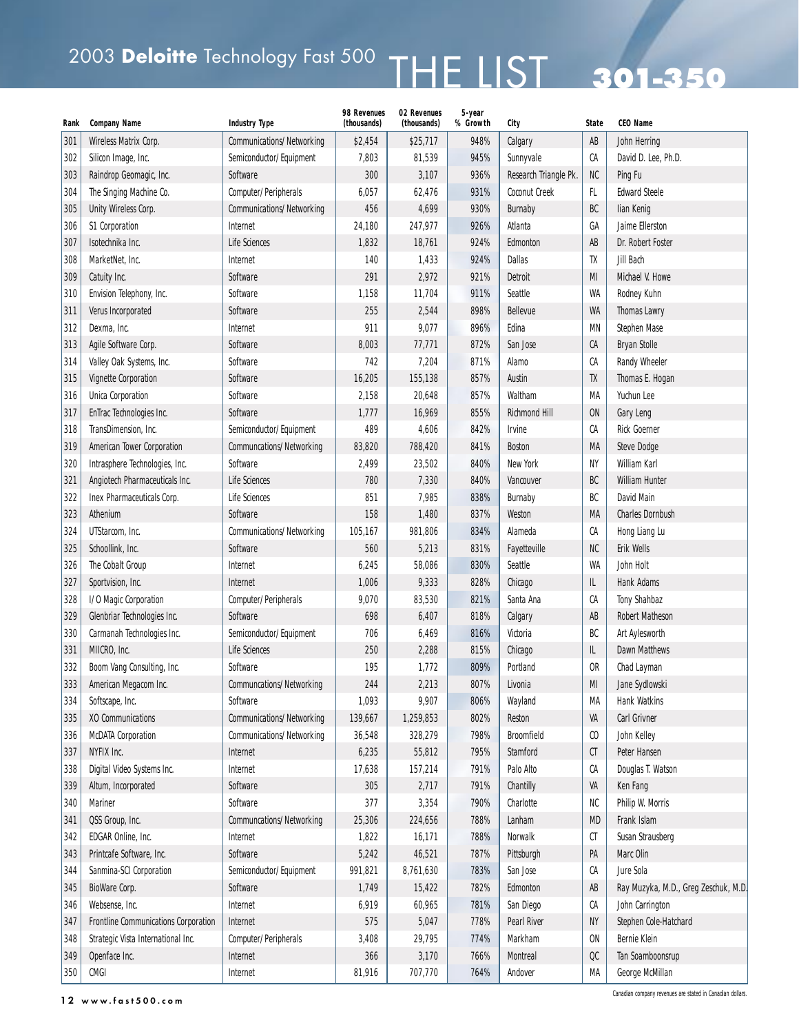# 2003 **Deloitte** Technology Fast 500 THE LIST 301-350

| Rank | Company Name | Industry Type | 98 Revenues (thousands) | 02 Revenues (thousands) | 5-year % Growth | City | State | CEO Name |
|---|---|---|---|---|---|---|---|---|
| 301 | Wireless Matrix Corp. | Communications/ Networking | $2,454 | $25,717 | 948% | Calgary | AB | John Herring |
| 302 | Silicon Image, Inc. | Semiconductor/ Equipment | 7,803 | 81,539 | 945% | Sunnyvale | CA | David D. Lee, Ph.D. |
| 303 | Raindrop Geomagic, Inc. | Software | 300 | 3,107 | 936% | Research Triangle Pk. | NC | Ping Fu |
| 304 | The Singing Machine Co. | Computer/ Peripherals | 6,057 | 62,476 | 931% | Coconut Creek | FL | Edward Steele |
| 305 | Unity Wireless Corp. | Communications/ Networking | 456 | 4,699 | 930% | Burnaby | BC | Ilan Kenig |
| 306 | S1 Corporation | Internet | 24,180 | 247,977 | 926% | Atlanta | GA | Jaime Ellerston |
| 307 | Isotechnika Inc. | Life Sciences | 1,832 | 18,761 | 924% | Edmonton | AB | Dr. Robert Foster |
| 308 | MarketNet, Inc. | Internet | 140 | 1,433 | 924% | Dallas | TX | Jill Bach |
| 309 | Catuity Inc. | Software | 291 | 2,972 | 921% | Detroit | MI | Michael V. Howe |
| 310 | Envision Telephony, Inc. | Software | 1,158 | 11,704 | 911% | Seattle | WA | Rodney Kuhn |
| 311 | Verus Incorporated | Software | 255 | 2,544 | 898% | Bellevue | WA | Thomas Lawry |
| 312 | Dexma, Inc. | Internet | 911 | 9,077 | 896% | Edina | MN | Stephen Mase |
| 313 | Agile Software Corp. | Software | 8,003 | 77,771 | 872% | San Jose | CA | Bryan Stolle |
| 314 | Valley Oak Systems, Inc. | Software | 742 | 7,204 | 871% | Alamo | CA | Randy Wheeler |
| 315 | Vignette Corporation | Software | 16,205 | 155,138 | 857% | Austin | TX | Thomas E. Hogan |
| 316 | Unica Corporation | Software | 2,158 | 20,648 | 857% | Waltham | MA | Yuchun Lee |
| 317 | EnTrac Technologies Inc. | Software | 1,777 | 16,969 | 855% | Richmond Hill | ON | Gary Leng |
| 318 | TransDimension, Inc. | Semiconductor/ Equipment | 489 | 4,606 | 842% | Irvine | CA | Rick Goerner |
| 319 | American Tower Corporation | Communcations/ Networking | 83,820 | 788,420 | 841% | Boston | MA | Steve Dodge |
| 320 | Intrasphere Technologies, Inc. | Software | 2,499 | 23,502 | 840% | New York | NY | William Karl |
| 321 | Angiotech Pharmaceuticals Inc. | Life Sciences | 780 | 7,330 | 840% | Vancouver | BC | William Hunter |
| 322 | Inex Pharmaceuticals Corp. | Life Sciences | 851 | 7,985 | 838% | Burnaby | BC | David Main |
| 323 | Athenium | Software | 158 | 1,480 | 837% | Weston | MA | Charles Dornbush |
| 324 | UTStarcom, Inc. | Communications/ Networking | 105,167 | 981,806 | 834% | Alameda | CA | Hong Liang Lu |
| 325 | Schoollink, Inc. | Software | 560 | 5,213 | 831% | Fayetteville | NC | Erik Wells |
| 326 | The Cobalt Group | Internet | 6,245 | 58,086 | 830% | Seattle | WA | John Holt |
| 327 | Sportvision, Inc. | Internet | 1,006 | 9,333 | 828% | Chicago | IL | Hank Adams |
| 328 | I/O Magic Corporation | Computer/ Peripherals | 9,070 | 83,530 | 821% | Santa Ana | CA | Tony Shahbaz |
| 329 | Glenbriar Technologies Inc. | Software | 698 | 6,407 | 818% | Calgary | AB | Robert Matheson |
| 330 | Carmanah Technologies Inc. | Semiconductor/ Equipment | 706 | 6,469 | 816% | Victoria | BC | Art Aylesworth |
| 331 | MIICRO, Inc. | Life Sciences | 250 | 2,288 | 815% | Chicago | IL | Dawn Matthews |
| 332 | Boom Vang Consulting, Inc. | Software | 195 | 1,772 | 809% | Portland | OR | Chad Layman |
| 333 | American Megacom Inc. | Communcations/ Networking | 244 | 2,213 | 807% | Livonia | MI | Jane Sydlowski |
| 334 | Softscape, Inc. | Software | 1,093 | 9,907 | 806% | Wayland | MA | Hank Watkins |
| 335 | XO Communications | Communications/ Networking | 139,667 | 1,259,853 | 802% | Reston | VA | Carl Grivner |
| 336 | McDATA Corporation | Communications/ Networking | 36,548 | 328,279 | 798% | Broomfield | CO | John Kelley |
| 337 | NYFIX Inc. | Internet | 6,235 | 55,812 | 795% | Stamford | CT | Peter Hansen |
| 338 | Digital Video Systems Inc. | Internet | 17,638 | 157,214 | 791% | Palo Alto | CA | Douglas T. Watson |
| 339 | Altum, Incorporated | Software | 305 | 2,717 | 791% | Chantilly | VA | Ken Fang |
| 340 | Mariner | Software | 377 | 3,354 | 790% | Charlotte | NC | Philip W. Morris |
| 341 | QSS Group, Inc. | Communcations/ Networking | 25,306 | 224,656 | 788% | Lanham | MD | Frank Islam |
| 342 | EDGAR Online, Inc. | Internet | 1,822 | 16,171 | 788% | Norwalk | CT | Susan Strausberg |
| 343 | Printcafe Software, Inc. | Software | 5,242 | 46,521 | 787% | Pittsburgh | PA | Marc Olin |
| 344 | Sanmina-SCI Corporation | Semiconductor/ Equipment | 991,821 | 8,761,630 | 783% | San Jose | CA | Jure Sola |
| 345 | BioWare Corp. | Software | 1,749 | 15,422 | 782% | Edmonton | AB | Ray Muzyka, M.D., Greg Zeschuk, M.D. |
| 346 | Websense, Inc. | Internet | 6,919 | 60,965 | 781% | San Diego | CA | John Carrington |
| 347 | Frontline Communications Corporation | Internet | 575 | 5,047 | 778% | Pearl River | NY | Stephen Cole-Hatchard |
| 348 | Strategic Vista International Inc. | Computer/ Peripherals | 3,408 | 29,795 | 774% | Markham | ON | Bernie Klein |
| 349 | Openface Inc. | Internet | 366 | 3,170 | 766% | Montreal | QC | Tan Soamboonsrup |
| 350 | CMGI | Internet | 81,916 | 707,770 | 764% | Andover | MA | George McMillan |

www.fast500.com

Canadian company revenues are stated in Canadian dollars.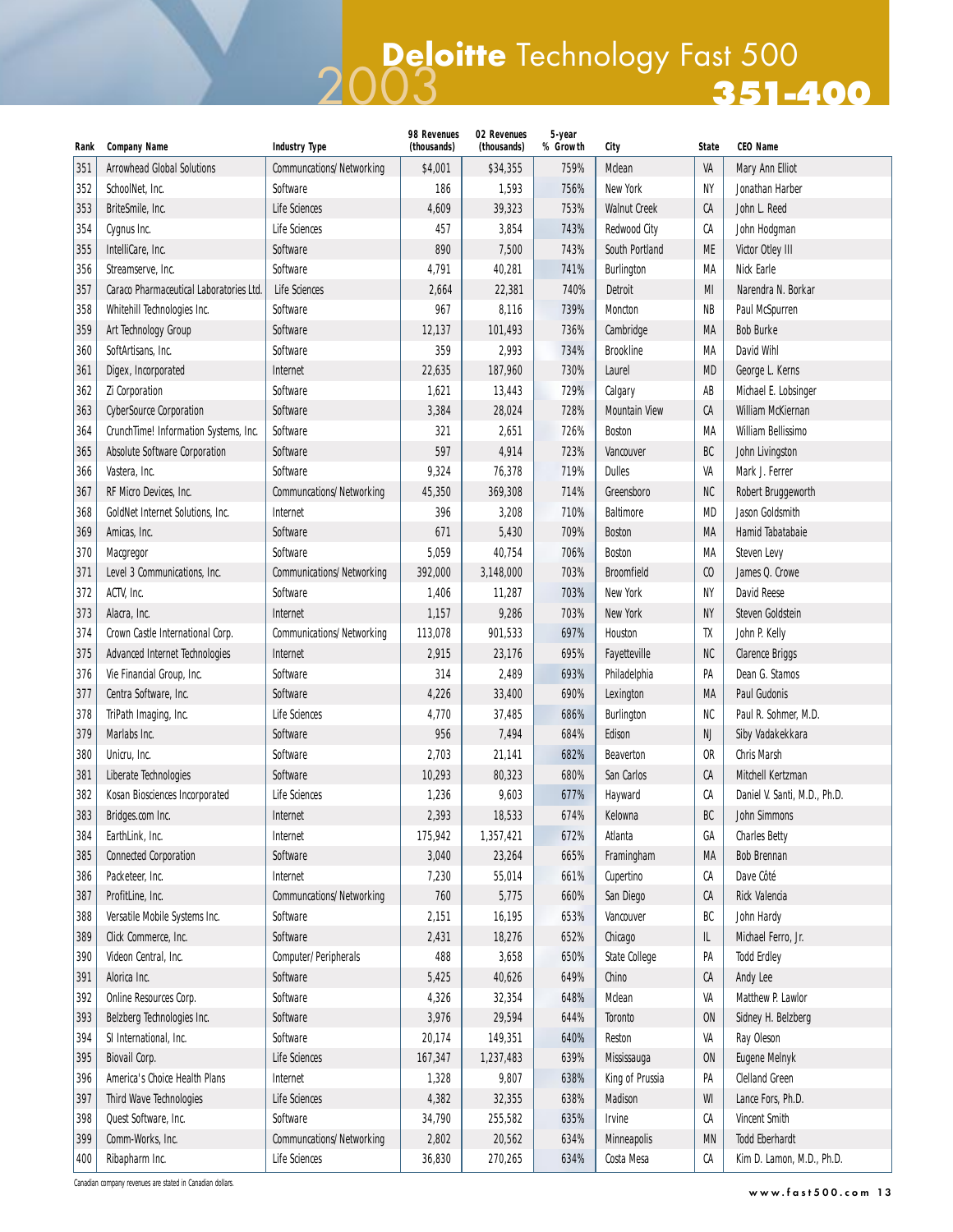# 2003 Deloitte Technology Fast 500

## 351-400

| Rank | Company Name | Industry Type | 98 Revenues (thousands) | 02 Revenues (thousands) | 5-year % Growth | City | State | CEO Name |
|---|---|---|---|---|---|---|---|---|
| 351 | Arrowhead Global Solutions | Communications/Networking | $4,001 | $34,355 | 759% | Mclean | VA | Mary Ann Elliot |
| 352 | SchoolNet, Inc. | Software | 186 | 1,593 | 756% | New York | NY | Jonathan Harber |
| 353 | BriteSmile, Inc. | Life Sciences | 4,609 | 39,323 | 753% | Walnut Creek | CA | John L. Reed |
| 354 | Cygnus Inc. | Life Sciences | 457 | 3,854 | 743% | Redwood City | CA | John Hodgman |
| 355 | IntelliCare, Inc. | Software | 890 | 7,500 | 743% | South Portland | ME | Victor Otley III |
| 356 | Streamserve, Inc. | Software | 4,791 | 40,281 | 741% | Burlington | MA | Nick Earle |
| 357 | Caraco Pharmaceutical Laboratories Ltd. | Life Sciences | 2,664 | 22,381 | 740% | Detroit | MI | Narendra N. Borkar |
| 358 | Whitehill Technologies Inc. | Software | 967 | 8,116 | 739% | Moncton | NB | Paul McSpurren |
| 359 | Art Technology Group | Software | 12,137 | 101,493 | 736% | Cambridge | MA | Bob Burke |
| 360 | SoftArtisans, Inc. | Software | 359 | 2,993 | 734% | Brookline | MA | David Wihl |
| 361 | Digex, Incorporated | Internet | 22,635 | 187,960 | 730% | Laurel | MD | George L. Kerns |
| 362 | Zi Corporation | Software | 1,621 | 13,443 | 729% | Calgary | AB | Michael E. Lobsinger |
| 363 | CyberSource Corporation | Software | 3,384 | 28,024 | 728% | Mountain View | CA | William McKiernan |
| 364 | CrunchTime! Information Systems, Inc. | Software | 321 | 2,651 | 726% | Boston | MA | William Bellissimo |
| 365 | Absolute Software Corporation | Software | 597 | 4,914 | 723% | Vancouver | BC | John Livingston |
| 366 | Vastera, Inc. | Software | 9,324 | 76,378 | 719% | Dulles | VA | Mark J. Ferrer |
| 367 | RF Micro Devices, Inc. | Communications/Networking | 45,350 | 369,308 | 714% | Greensboro | NC | Robert Bruggeworth |
| 368 | GoldNet Internet Solutions, Inc. | Internet | 396 | 3,208 | 710% | Baltimore | MD | Jason Goldsmith |
| 369 | Amicas, Inc. | Software | 671 | 5,430 | 709% | Boston | MA | Hamid Tabatabaie |
| 370 | Macgregor | Software | 5,059 | 40,754 | 706% | Boston | MA | Steven Levy |
| 371 | Level 3 Communications, Inc. | Communications/Networking | 392,000 | 3,148,000 | 703% | Broomfield | CO | James Q. Crowe |
| 372 | ACTV, Inc. | Software | 1,406 | 11,287 | 703% | New York | NY | David Reese |
| 373 | Alacra, Inc. | Internet | 1,157 | 9,286 | 703% | New York | NY | Steven Goldstein |
| 374 | Crown Castle International Corp. | Communications/Networking | 113,078 | 901,533 | 697% | Houston | TX | John P. Kelly |
| 375 | Advanced Internet Technologies | Internet | 2,915 | 23,176 | 695% | Fayetteville | NC | Clarence Briggs |
| 376 | Vie Financial Group, Inc. | Software | 314 | 2,489 | 693% | Philadelphia | PA | Dean G. Stamos |
| 377 | Centra Software, Inc. | Software | 4,226 | 33,400 | 690% | Lexington | MA | Paul Gudonis |
| 378 | TriPath Imaging, Inc. | Life Sciences | 4,770 | 37,485 | 686% | Burlington | NC | Paul R. Sohmer, M.D. |
| 379 | Marlabs Inc. | Software | 956 | 7,494 | 684% | Edison | NJ | Siby Vadakekkara |
| 380 | Unicru, Inc. | Software | 2,703 | 21,141 | 682% | Beaverton | OR | Chris Marsh |
| 381 | Liberate Technologies | Software | 10,293 | 80,323 | 680% | San Carlos | CA | Mitchell Kertzman |
| 382 | Kosan Biosciences Incorporated | Life Sciences | 1,236 | 9,603 | 677% | Hayward | CA | Daniel V. Santi, M.D., Ph.D. |
| 383 | Bridges.com Inc. | Internet | 2,393 | 18,533 | 674% | Kelowna | BC | John Simmons |
| 384 | EarthLink, Inc. | Internet | 175,942 | 1,357,421 | 672% | Atlanta | GA | Charles Betty |
| 385 | Connected Corporation | Software | 3,040 | 23,264 | 665% | Framingham | MA | Bob Brennan |
| 386 | Packeteer, Inc. | Internet | 7,230 | 55,014 | 661% | Cupertino | CA | Dave Côté |
| 387 | ProfitLine, Inc. | Communications/Networking | 760 | 5,775 | 660% | San Diego | CA | Rick Valencia |
| 388 | Versatile Mobile Systems Inc. | Software | 2,151 | 16,195 | 653% | Vancouver | BC | John Hardy |
| 389 | Click Commerce, Inc. | Software | 2,431 | 18,276 | 652% | Chicago | IL | Michael Ferro, Jr. |
| 390 | Videon Central, Inc. | Computer/Peripherals | 488 | 3,658 | 650% | State College | PA | Todd Erdley |
| 391 | Alorica Inc. | Software | 5,425 | 40,626 | 649% | Chino | CA | Andy Lee |
| 392 | Online Resources Corp. | Software | 4,326 | 32,354 | 648% | Mclean | VA | Matthew P. Lawlor |
| 393 | Belzberg Technologies Inc. | Software | 3,976 | 29,594 | 644% | Toronto | ON | Sidney H. Belzberg |
| 394 | SI International, Inc. | Software | 20,174 | 149,351 | 640% | Reston | VA | Ray Oleson |
| 395 | Biovail Corp. | Life Sciences | 167,347 | 1,237,483 | 639% | Mississauga | ON | Eugene Melnyk |
| 396 | America's Choice Health Plans | Internet | 1,328 | 9,807 | 638% | King of Prussia | PA | Clelland Green |
| 397 | Third Wave Technologies | Life Sciences | 4,382 | 32,355 | 638% | Madison | WI | Lance Fors, Ph.D. |
| 398 | Quest Software, Inc. | Software | 34,790 | 255,582 | 635% | Irvine | CA | Vincent Smith |
| 399 | Comm-Works, Inc. | Communications/Networking | 2,802 | 20,562 | 634% | Minneapolis | MN | Todd Eberhardt |
| 400 | Ribapharm Inc. | Life Sciences | 36,830 | 270,265 | 634% | Costa Mesa | CA | Kim D. Lamon, M.D., Ph.D. |

Canadian company revenues are stated in Canadian dollars.

www.fast500.com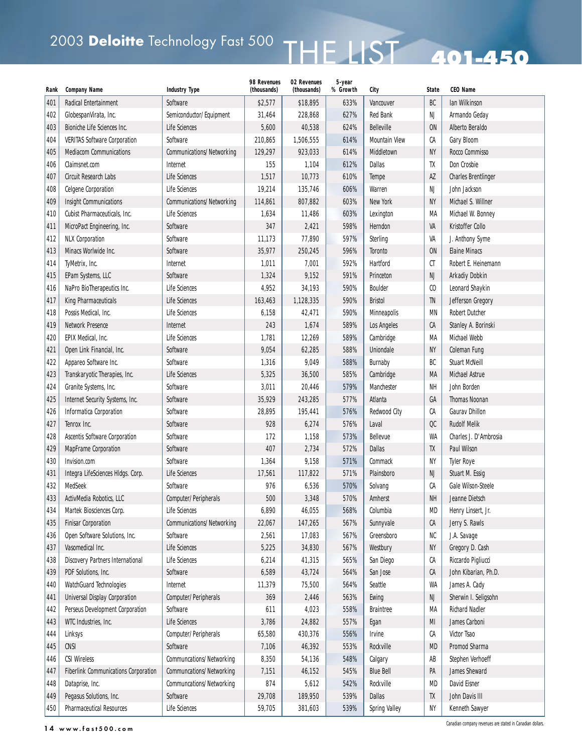# 2003 **Deloitte** Technology Fast 500 THE LIST **401-450**

| Rank | Company Name | Industry Type | 98 Revenues (thousands) | 02 Revenues (thousands) | 5-year % Growth | City | State | CEO Name |
|---|---|---|---|---|---|---|---|---|
| 401 | Radical Entertainment | Software | $2,577 | $18,895 | 633% | Vancouver | BC | Ian Wilkinson |
| 402 | GlobespanVirata, Inc. | Semiconductor/ Equipment | 31,464 | 228,868 | 627% | Red Bank | NJ | Armando Geday |
| 403 | Bioniche Life Sciences Inc. | Life Sciences | 5,600 | 40,538 | 624% | Belleville | ON | Alberto Beraldo |
| 404 | VERITAS Software Corporation | Software | 210,865 | 1,506,555 | 614% | Mountain View | CA | Gary Bloom |
| 405 | Mediacom Communications | Communications/ Networking | 129,297 | 923,033 | 614% | Middletown | NY | Rocco Commisso |
| 406 | Claimsnet.com | Internet | 155 | 1,104 | 612% | Dallas | TX | Don Crosbie |
| 407 | Circuit Research Labs | Life Sciences | 1,517 | 10,773 | 610% | Tempe | AZ | Charles Brentlinger |
| 408 | Celgene Corporation | Life Sciences | 19,214 | 135,746 | 606% | Warren | NJ | John Jackson |
| 409 | Insight Communications | Communications/ Networking | 114,861 | 807,882 | 603% | New York | NY | Michael S. Willner |
| 410 | Cubist Pharmaceuticals, Inc. | Life Sciences | 1,634 | 11,486 | 603% | Lexington | MA | Michael W. Bonney |
| 411 | MicroPact Engineering, Inc. | Software | 347 | 2,421 | 598% | Herndon | VA | Kristoffer Collo |
| 412 | NLX Corporation | Software | 11,173 | 77,890 | 597% | Sterling | VA | J. Anthony Syme |
| 413 | Minacs Worlwide Inc. | Software | 35,977 | 250,245 | 596% | Toronto | ON | Elaine Minacs |
| 414 | TyMetrix, Inc. | Internet | 1,011 | 7,001 | 592% | Hartford | CT | Robert E. Heinemann |
| 415 | EPam Systems, LLC | Software | 1,324 | 9,152 | 591% | Princeton | NJ | Arkadiy Dobkin |
| 416 | NaPro BioTherapeutics Inc. | Life Sciences | 4,952 | 34,193 | 590% | Boulder | CO | Leonard Shaykin |
| 417 | King Pharmaceuticals | Life Sciences | 163,463 | 1,128,335 | 590% | Bristol | TN | Jefferson Gregory |
| 418 | Possis Medical, Inc. | Life Sciences | 6,158 | 42,471 | 590% | Minneapolis | MN | Robert Dutcher |
| 419 | Network Presence | Internet | 243 | 1,674 | 589% | Los Angeles | CA | Stanley A. Borinski |
| 420 | EPIX Medical, Inc. | Life Sciences | 1,781 | 12,269 | 589% | Cambridge | MA | Michael Webb |
| 421 | Open Link Financial, Inc. | Software | 9,054 | 62,285 | 588% | Uniondale | NY | Coleman Fung |
| 422 | Appareo Software Inc. | Software | 1,316 | 9,049 | 588% | Burnaby | BC | Stuart McNeill |
| 423 | Transkaryotic Therapies, Inc. | Life Sciences | 5,325 | 36,500 | 585% | Cambridge | MA | Michael Astrue |
| 424 | Granite Systems, Inc. | Software | 3,011 | 20,446 | 579% | Manchester | NH | John Borden |
| 425 | Internet Security Systems, Inc. | Software | 35,929 | 243,285 | 577% | Atlanta | GA | Thomas Noonan |
| 426 | Informatica Corporation | Software | 28,895 | 195,441 | 576% | Redwood City | CA | Gaurav Dhillon |
| 427 | Tenrox Inc. | Software | 928 | 6,274 | 576% | Laval | QC | Rudolf Melik |
| 428 | Ascentis Software Corporation | Software | 172 | 1,158 | 573% | Bellevue | WA | Charles J. D'Ambrosia |
| 429 | MapFrame Corporation | Software | 407 | 2,734 | 572% | Dallas | TX | Paul Wilson |
| 430 | Invision.com | Software | 1,364 | 9,158 | 571% | Commack | NY | Tyler Roye |
| 431 | Integra LifeSciences Hldgs. Corp. | Life Sciences | 17,561 | 117,822 | 571% | Plainsboro | NJ | Stuart M. Essig |
| 432 | MedSeek | Software | 976 | 6,536 | 570% | Solvang | CA | Gale Wilson-Steele |
| 433 | ActivMedia Robotics, LLC | Computer/ Peripherals | 500 | 3,348 | 570% | Amherst | NH | Jeanne Dietsch |
| 434 | Martek Biosciences Corp. | Life Sciences | 6,890 | 46,055 | 568% | Columbia | MD | Henry Linsert, Jr. |
| 435 | Finisar Corporation | Communications/ Networking | 22,067 | 147,265 | 567% | Sunnyvale | CA | Jerry S. Rawls |
| 436 | Open Software Solutions, Inc. | Software | 2,561 | 17,083 | 567% | Greensboro | NC | J.A. Savage |
| 437 | Vasomedical Inc. | Life Sciences | 5,225 | 34,830 | 567% | Westbury | NY | Gregory D. Cash |
| 438 | Discovery Partners International | Life Sciences | 6,214 | 41,315 | 565% | San Diego | CA | Riccardo Pigliucci |
| 439 | PDF Solutions, Inc. | Software | 6,589 | 43,724 | 564% | San Jose | CA | John Kibarian, Ph.D. |
| 440 | WatchGuard Technologies | Internet | 11,379 | 75,500 | 564% | Seattle | WA | James A. Cady |
| 441 | Universal Display Corporation | Computer/ Peripherals | 369 | 2,446 | 563% | Ewing | NJ | Sherwin I. Seligsohn |
| 442 | Perseus Development Corporation | Software | 611 | 4,023 | 558% | Braintree | MA | Richard Nadler |
| 443 | WTC Industries, Inc. | Life Sciences | 3,786 | 24,882 | 557% | Egan | MI | James Carboni |
| 444 | Linksys | Computer/ Peripherals | 65,580 | 430,376 | 556% | Irvine | CA | Victor Tsao |
| 445 | CNSI | Software | 7,106 | 46,392 | 553% | Rockville | MD | Promod Sharma |
| 446 | CSI Wireless | Communcations/ Networking | 8,350 | 54,136 | 548% | Calgary | AB | Stephen Verhoeff |
| 447 | Fiberlink Communications Corporation | Communcations/ Networking | 7,151 | 46,152 | 545% | Blue Bell | PA | James Sheward |
| 448 | Dataprise, Inc. | Communcations/ Networking | 874 | 5,612 | 542% | Rockville | MD | David Eisner |
| 449 | Pegasus Solutions, Inc. | Software | 29,708 | 189,950 | 539% | Dallas | TX | John Davis III |
| 450 | Pharmaceutical Resources | Life Sciences | 59,705 | 381,603 | 539% | Spring Valley | NY | Kenneth Sawyer |

Canadian company revenues are stated in Canadian dollars.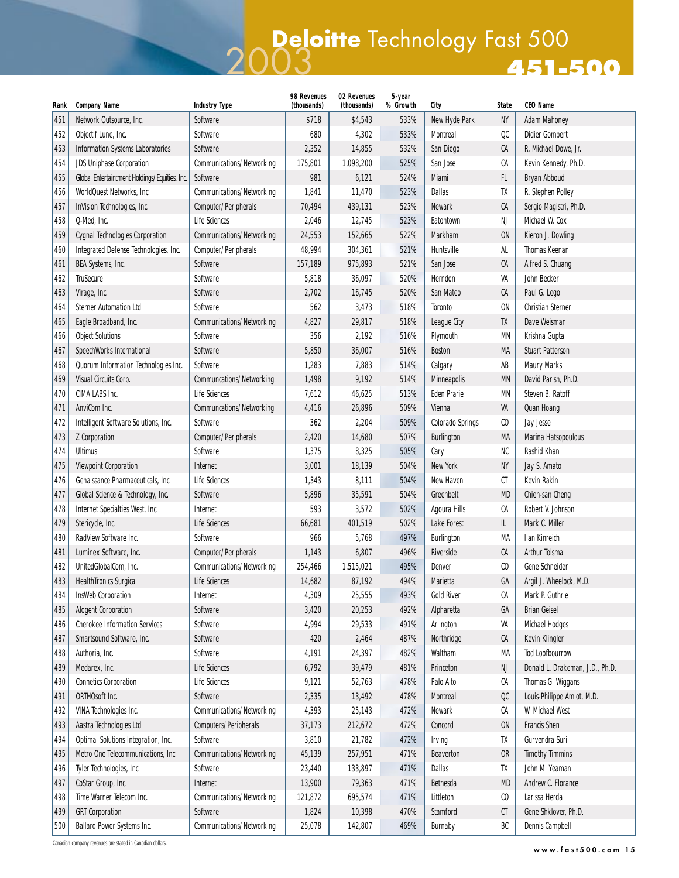# 2003 Deloitte Technology Fast 500

## 451-500

| Rank | Company Name | Industry Type | 98 Revenues (thousands) | 02 Revenues (thousands) | 5-year % Growth | City | State | CEO Name |
|---|---|---|---|---|---|---|---|---|
| 451 | Network Outsource, Inc. | Software | $718 | $4,543 | 533% | New Hyde Park | NY | Adam Mahoney |
| 452 | Objectif Lune, Inc. | Software | 680 | 4,302 | 533% | Montreal | QC | Didier Gombert |
| 453 | Information Systems Laboratories | Software | 2,352 | 14,855 | 532% | San Diego | CA | R. Michael Dowe, Jr. |
| 454 | JDS Uniphase Corporation | Communications/Networking | 175,801 | 1,098,200 | 525% | San Jose | CA | Kevin Kennedy, Ph.D. |
| 455 | Global Entertainment Holdings/Equities, Inc. | Software | 981 | 6,121 | 524% | Miami | FL | Bryan Abboud |
| 456 | WorldQuest Networks, Inc. | Communications/Networking | 1,841 | 11,470 | 523% | Dallas | TX | R. Stephen Polley |
| 457 | InVision Technologies, Inc. | Computer/Peripherals | 70,494 | 439,131 | 523% | Newark | CA | Sergio Magistri, Ph.D. |
| 458 | Q-Med, Inc. | Life Sciences | 2,046 | 12,745 | 523% | Eatontown | NJ | Michael W. Cox |
| 459 | Cygnal Technologies Corporation | Communications/Networking | 24,553 | 152,665 | 522% | Markham | ON | Kieron J. Dowling |
| 460 | Integrated Defense Technologies, Inc. | Computer/Peripherals | 48,994 | 304,361 | 521% | Huntsville | AL | Thomas Keenan |
| 461 | BEA Systems, Inc. | Software | 157,189 | 975,893 | 521% | San Jose | CA | Alfred S. Chuang |
| 462 | TruSecure | Software | 5,818 | 36,097 | 520% | Herndon | VA | John Becker |
| 463 | Virage, Inc. | Software | 2,702 | 16,745 | 520% | San Mateo | CA | Paul G. Lego |
| 464 | Sterner Automation Ltd. | Software | 562 | 3,473 | 518% | Toronto | ON | Christian Sterner |
| 465 | Eagle Broadband, Inc. | Communications/Networking | 4,827 | 29,817 | 518% | League City | TX | Dave Weisman |
| 466 | Object Solutions | Software | 356 | 2,192 | 516% | Plymouth | MN | Krishna Gupta |
| 467 | SpeechWorks International | Software | 5,850 | 36,007 | 516% | Boston | MA | Stuart Patterson |
| 468 | Quorum Information Technologies Inc. | Software | 1,283 | 7,883 | 514% | Calgary | AB | Maury Marks |
| 469 | Visual Circuits Corp. | Communcations/Networking | 1,498 | 9,192 | 514% | Minneapolis | MN | David Parish, Ph.D. |
| 470 | CIMA LABS Inc. | Life Sciences | 7,612 | 46,625 | 513% | Eden Prarie | MN | Steven B. Ratoff |
| 471 | AnviCom Inc. | Communications/Networking | 4,416 | 26,896 | 509% | Vienna | VA | Quan Hoang |
| 472 | Intelligent Software Solutions, Inc. | Software | 362 | 2,204 | 509% | Colorado Springs | CO | Jay Jesse |
| 473 | Z Corporation | Computer/Peripherals | 2,420 | 14,680 | 507% | Burlington | MA | Marina Hatsopoulous |
| 474 | Ultimus | Software | 1,375 | 8,325 | 505% | Cary | NC | Rashid Khan |
| 475 | Viewpoint Corporation | Internet | 3,001 | 18,139 | 504% | New York | NY | Jay S. Amato |
| 476 | Genaissance Pharmaceuticals, Inc. | Life Sciences | 1,343 | 8,111 | 504% | New Haven | CT | Kevin Rakin |
| 477 | Global Science & Technology, Inc. | Software | 5,896 | 35,591 | 504% | Greenbelt | MD | Chieh-san Cheng |
| 478 | Internet Specialties West, Inc. | Internet | 593 | 3,572 | 502% | Agoura Hills | CA | Robert V. Johnson |
| 479 | Stericycle, Inc. | Life Sciences | 66,681 | 401,519 | 502% | Lake Forest | IL | Mark C. Miller |
| 480 | RadView Software Inc. | Software | 966 | 5,768 | 497% | Burlington | MA | Ilan Kinreich |
| 481 | Luminex Software, Inc. | Computer/Peripherals | 1,143 | 6,807 | 496% | Riverside | CA | Arthur Tolsma |
| 482 | UnitedGlobalCom, Inc. | Communications/Networking | 254,466 | 1,515,021 | 495% | Denver | CO | Gene Schneider |
| 483 | HealthTronics Surgical | Life Sciences | 14,682 | 87,192 | 494% | Marietta | GA | Argil J. Wheelock, M.D. |
| 484 | InsWeb Corporation | Internet | 4,309 | 25,555 | 493% | Gold River | CA | Mark P. Guthrie |
| 485 | Alogent Corporation | Software | 3,420 | 20,253 | 492% | Alpharetta | GA | Brian Geisel |
| 486 | Cherokee Information Services | Software | 4,994 | 29,533 | 491% | Arlington | VA | Michael Hodges |
| 487 | Smartsound Software, Inc. | Software | 420 | 2,464 | 487% | Northridge | CA | Kevin Klingler |
| 488 | Authoria, Inc. | Software | 4,191 | 24,397 | 482% | Waltham | MA | Tod Loofbourrow |
| 489 | Medarex, Inc. | Life Sciences | 6,792 | 39,479 | 481% | Princeton | NJ | Donald L. Drakeman, J.D., Ph.D. |
| 490 | Connetics Corporation | Life Sciences | 9,121 | 52,763 | 478% | Palo Alto | CA | Thomas G. Wiggans |
| 491 | ORTHOsoft Inc. | Software | 2,335 | 13,492 | 478% | Montreal | QC | Louis-Philippe Amiot, M.D. |
| 492 | VINA Technologies Inc. | Communications/Networking | 4,393 | 25,143 | 472% | Newark | CA | W. Michael West |
| 493 | Aastra Technologies Ltd. | Computers/Peripherals | 37,173 | 212,672 | 472% | Concord | ON | Francis Shen |
| 494 | Optimal Solutions Integration, Inc. | Software | 3,810 | 21,782 | 472% | Irving | TX | Gurvendra Suri |
| 495 | Metro One Telecommunications, Inc. | Communications/Networking | 45,139 | 257,951 | 471% | Beaverton | OR | Timothy Timmins |
| 496 | Tyler Technologies, Inc. | Software | 23,440 | 133,897 | 471% | Dallas | TX | John M. Yeaman |
| 497 | CoStar Group, Inc. | Internet | 13,900 | 79,363 | 471% | Bethesda | MD | Andrew C. Florance |
| 498 | Time Warner Telecom Inc. | Communications/Networking | 121,872 | 695,574 | 471% | Littleton | CO | Larissa Herda |
| 499 | GRT Corporation | Software | 1,824 | 10,398 | 470% | Stamford | CT | Gene Shklover, Ph.D. |
| 500 | Ballard Power Systems Inc. | Communications/Networking | 25,078 | 142,807 | 469% | Burnaby | BC | Dennis Campbell |

Canadian company revenues are stated in Canadian dollars.

www.fast500.com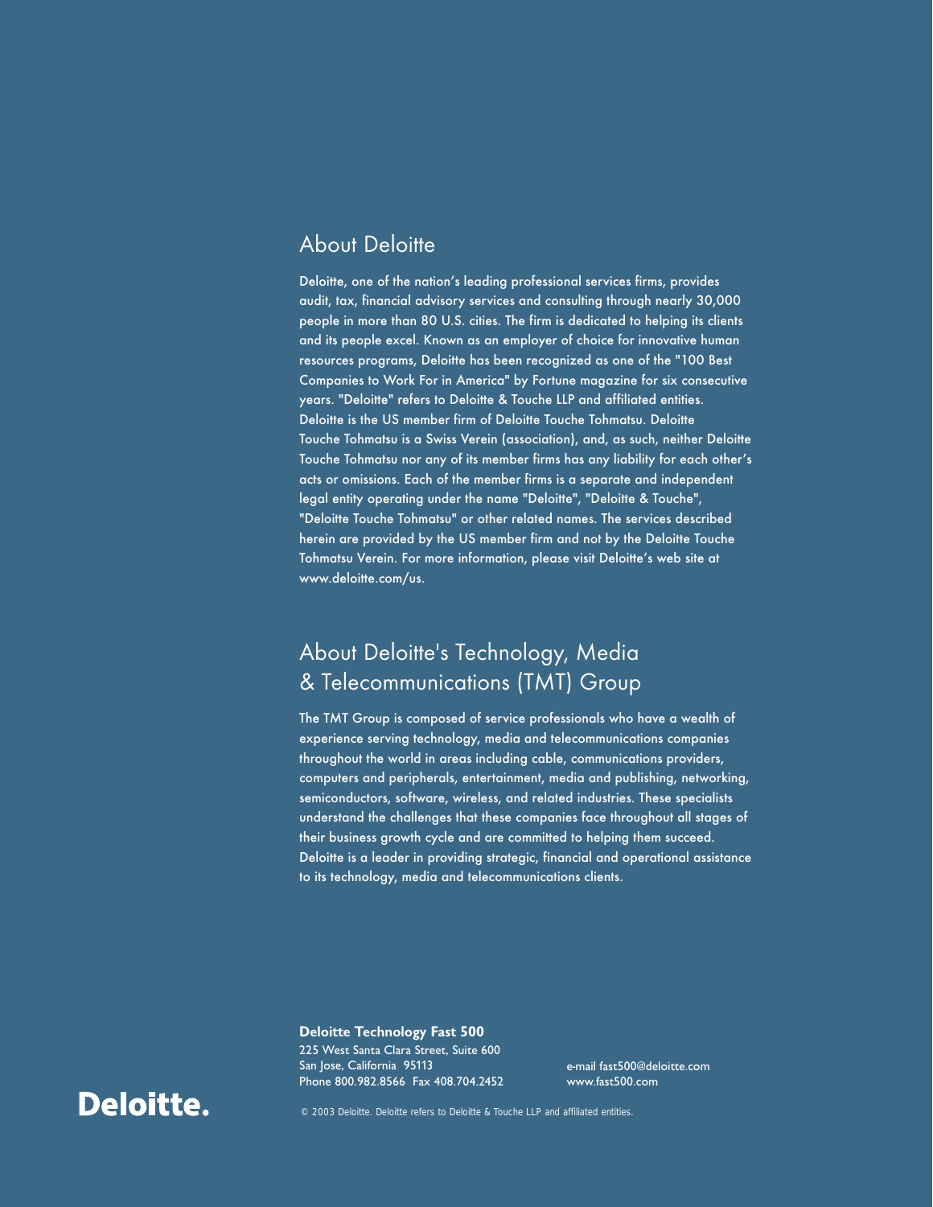## About Deloitte

Deloitte, one of the nation's leading professional services firms, provides audit, tax, financial advisory services and consulting through nearly 30,000 people in more than 80 U.S. cities. The firm is dedicated to helping its clients and its people excel. Known as an employer of choice for innovative human resources programs, Deloitte has been recognized as one of the "100 Best Companies to Work For in America" by Fortune magazine for six consecutive years. "Deloitte" refers to Deloitte & Touche LLP and affiliated entities. Deloitte is the US member firm of Deloitte Touche Tohmatsu. Deloitte Touche Tohmatsu is a Swiss Verein (association), and, as such, neither Deloitte Touche Tohmatsu nor any of its member firms has any liability for each other's acts or omissions. Each of the member firms is a separate and independent legal entity operating under the name "Deloitte", "Deloitte & Touche", "Deloitte Touche Tohmatsu" or other related names. The services described herein are provided by the US member firm and not by the Deloitte Touche Tohmatsu Verein. For more information, please visit Deloitte's web site at www.deloitte.com/us.

## About Deloitte's Technology, Media & Telecommunications (TMT) Group

The TMT Group is composed of service professionals who have a wealth of experience serving technology, media and telecommunications companies throughout the world in areas including cable, communications providers, computers and peripherals, entertainment, media and publishing, networking, semiconductors, software, wireless, and related industries. These specialists understand the challenges that these companies face throughout all stages of their business growth cycle and are committed to helping them succeed. Deloitte is a leader in providing strategic, financial and operational assistance to its technology, media and telecommunications clients.

**Deloitte Technology Fast 500**
225 West Santa Clara Street, Suite 600
San Jose, California 95113
Phone 800.982.8566 Fax 408.704.2452

e-mail fast500@deloitte.com
www.fast500.com

Deloitte.

© 2003 Deloitte. Deloitte refers to Deloitte & Touche LLP and affiliated entities.